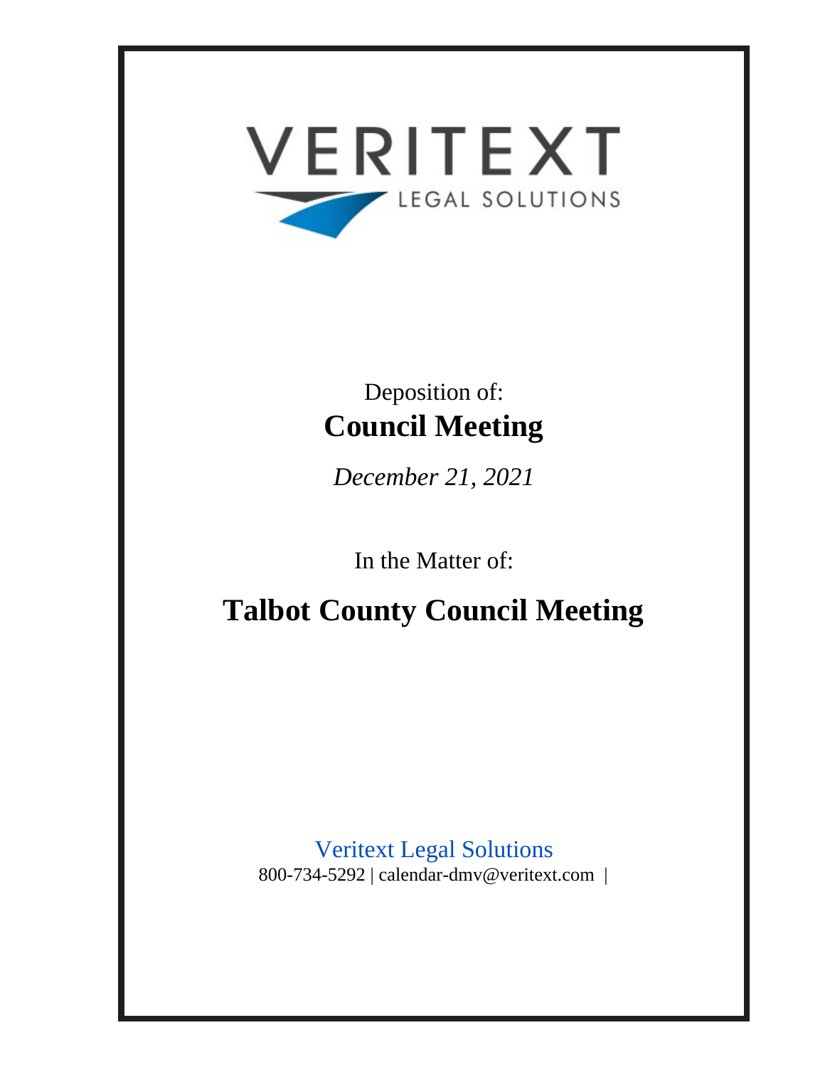VERITEXT

LEGAL SOLUTIONS

Deposition of:

**Council Meeting**

*December 21, 2021*

In the Matter of:

# Talbot County Council Meeting

Veritext Legal Solutions

800-734-5292 | calendar-dmv@veritext.com |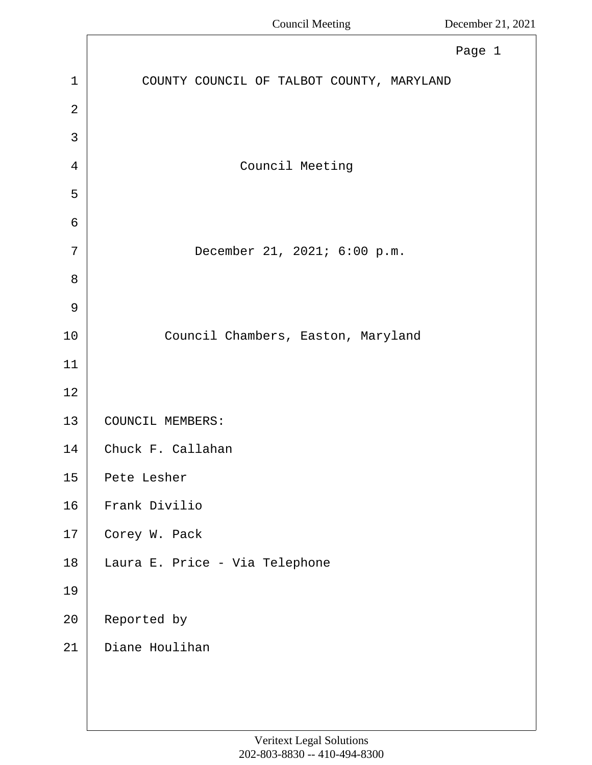COUNTY COUNCIL OF TALBOT COUNTY, MARYLAND

Council Meeting

December 21, 2021; 6:00 p.m.

Council Chambers, Easton, Maryland

COUNCIL MEMBERS:

Chuck F. Callahan

Pete Lesher

Frank Divilio

Corey W. Pack

Laura E. Price - Via Telephone

Reported by

Diane Houlihan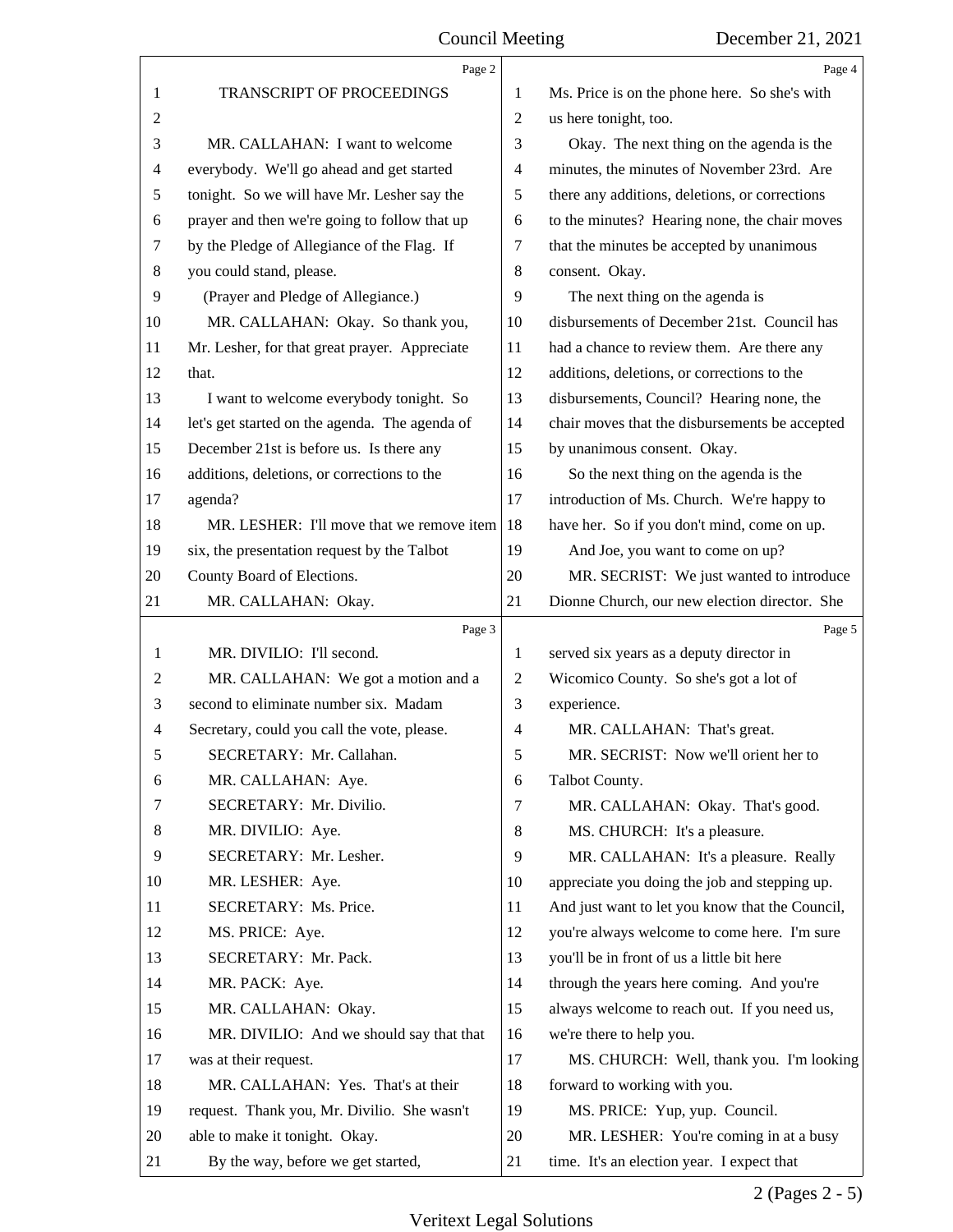TRANSCRIPT OF PROCEEDINGS

MR. CALLAHAN: I want to welcome everybody. We'll go ahead and get started tonight. So we will have Mr. Lesher say the prayer and then we're going to follow that up by the Pledge of Allegiance of the Flag. If you could stand, please.

(Prayer and Pledge of Allegiance.)

MR. CALLAHAN: Okay. So thank you, Mr. Lesher, for that great prayer. Appreciate that.

I want to welcome everybody tonight. So let's get started on the agenda. The agenda of December 21st is before us. Is there any additions, deletions, or corrections to the agenda?

MR. LESHER: I'll move that we remove item six, the presentation request by the Talbot County Board of Elections.

MR. CALLAHAN: Okay.

MR. DIVILIO: I'll second.

MR. CALLAHAN: We got a motion and a second to eliminate number six. Madam Secretary, could you call the vote, please.

SECRETARY: Mr. Callahan.

MR. CALLAHAN: Aye.

SECRETARY: Mr. Divilio.

MR. DIVILIO: Aye.

SECRETARY: Mr. Lesher.

MR. LESHER: Aye.

SECRETARY: Ms. Price.

MS. PRICE: Aye.

SECRETARY: Mr. Pack.

MR. PACK: Aye.

MR. CALLAHAN: Okay.

MR. DIVILIO: And we should say that that was at their request.

MR. CALLAHAN: Yes. That's at their request. Thank you, Mr. Divilio. She wasn't able to make it tonight. Okay.

By the way, before we get started, Ms. Price is on the phone here. So she's with us here tonight, too.

Okay. The next thing on the agenda is the minutes, the minutes of November 23rd. Are there any additions, deletions, or corrections to the minutes? Hearing none, the chair moves that the minutes be accepted by unanimous consent. Okay.

The next thing on the agenda is disbursements of December 21st. Council has had a chance to review them. Are there any additions, deletions, or corrections to the disbursements, Council? Hearing none, the chair moves that the disbursements be accepted by unanimous consent. Okay.

So the next thing on the agenda is the introduction of Ms. Church. We're happy to have her. So if you don't mind, come on up.

And Joe, you want to come on up?

MR. SECRIST: We just wanted to introduce Dionne Church, our new election director. She served six years as a deputy director in Wicomico County. So she's got a lot of experience.

MR. CALLAHAN: That's great.

MR. SECRIST: Now we'll orient her to Talbot County.

MR. CALLAHAN: Okay. That's good.

MS. CHURCH: It's a pleasure.

MR. CALLAHAN: It's a pleasure. Really appreciate you doing the job and stepping up. And just want to let you know that the Council, you're always welcome to come here. I'm sure you'll be in front of us a little bit here through the years here coming. And you're always welcome to reach out. If you need us, we're there to help you.

MS. CHURCH: Well, thank you. I'm looking forward to working with you.

MS. PRICE: Yup, yup. Council.

MR. LESHER: You're coming in at a busy time. It's an election year. I expect that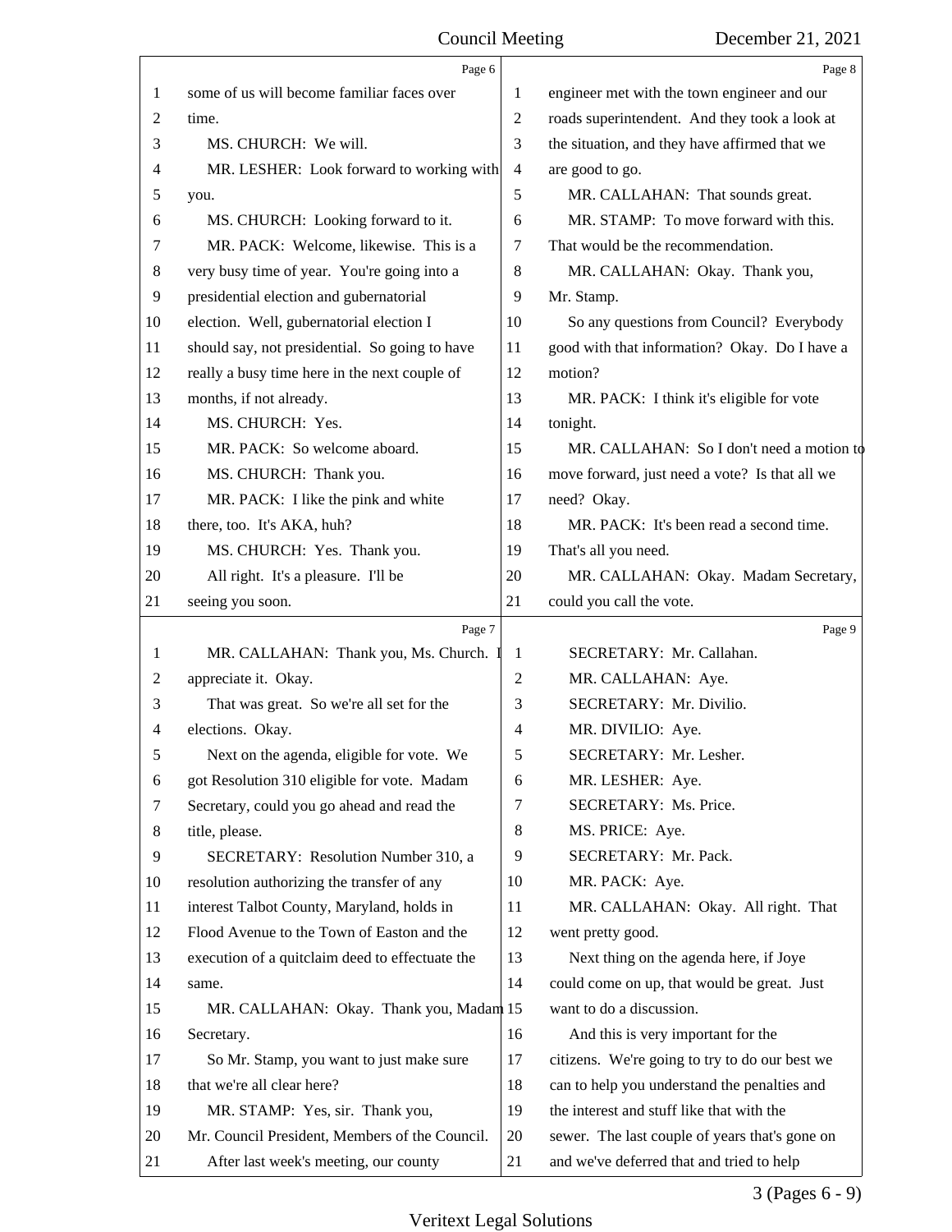some of us will become familiar faces over time.

MS. CHURCH: We will.

MR. LESHER: Look forward to working with you.

MS. CHURCH: Looking forward to it.

MR. PACK: Welcome, likewise. This is a very busy time of year. You're going into a presidential election and gubernatorial election. Well, gubernatorial election I should say, not presidential. So going to have really a busy time here in the next couple of months, if not already.

MS. CHURCH: Yes.

MR. PACK: So welcome aboard.

MS. CHURCH: Thank you.

MR. PACK: I like the pink and white there, too. It's AKA, huh?

MS. CHURCH: Yes. Thank you.

All right. It's a pleasure. I'll be seeing you soon.

MR. CALLAHAN: Thank you, Ms. Church. I appreciate it. Okay.

That was great. So we're all set for the elections. Okay.

Next on the agenda, eligible for vote. We got Resolution 310 eligible for vote. Madam Secretary, could you go ahead and read the title, please.

SECRETARY: Resolution Number 310, a resolution authorizing the transfer of any interest Talbot County, Maryland, holds in Flood Avenue to the Town of Easton and the execution of a quitclaim deed to effectuate the same.

MR. CALLAHAN: Okay. Thank you, Madam Secretary.

So Mr. Stamp, you want to just make sure that we're all clear here?

MR. STAMP: Yes, sir. Thank you, Mr. Council President, Members of the Council.

After last week's meeting, our county engineer met with the town engineer and our roads superintendent. And they took a look at the situation, and they have affirmed that we are good to go.

MR. CALLAHAN: That sounds great.

MR. STAMP: To move forward with this. That would be the recommendation.

MR. CALLAHAN: Okay. Thank you, Mr. Stamp.

So any questions from Council? Everybody good with that information? Okay. Do I have a motion?

MR. PACK: I think it's eligible for vote tonight.

MR. CALLAHAN: So I don't need a motion to move forward, just need a vote? Is that all we need? Okay.

MR. PACK: It's been read a second time. That's all you need.

MR. CALLAHAN: Okay. Madam Secretary, could you call the vote.

SECRETARY: Mr. Callahan.

MR. CALLAHAN: Aye.

SECRETARY: Mr. Divilio.

MR. DIVILIO: Aye.

SECRETARY: Mr. Lesher.

MR. LESHER: Aye.

SECRETARY: Ms. Price.

MS. PRICE: Aye.

SECRETARY: Mr. Pack.

MR. PACK: Aye.

MR. CALLAHAN: Okay. All right. That went pretty good.

Next thing on the agenda here, if Joye could come on up, that would be great. Just want to do a discussion.

And this is very important for the citizens. We're going to try to do our best we can to help you understand the penalties and the interest and stuff like that with the sewer. The last couple of years that's gone on and we've deferred that and tried to help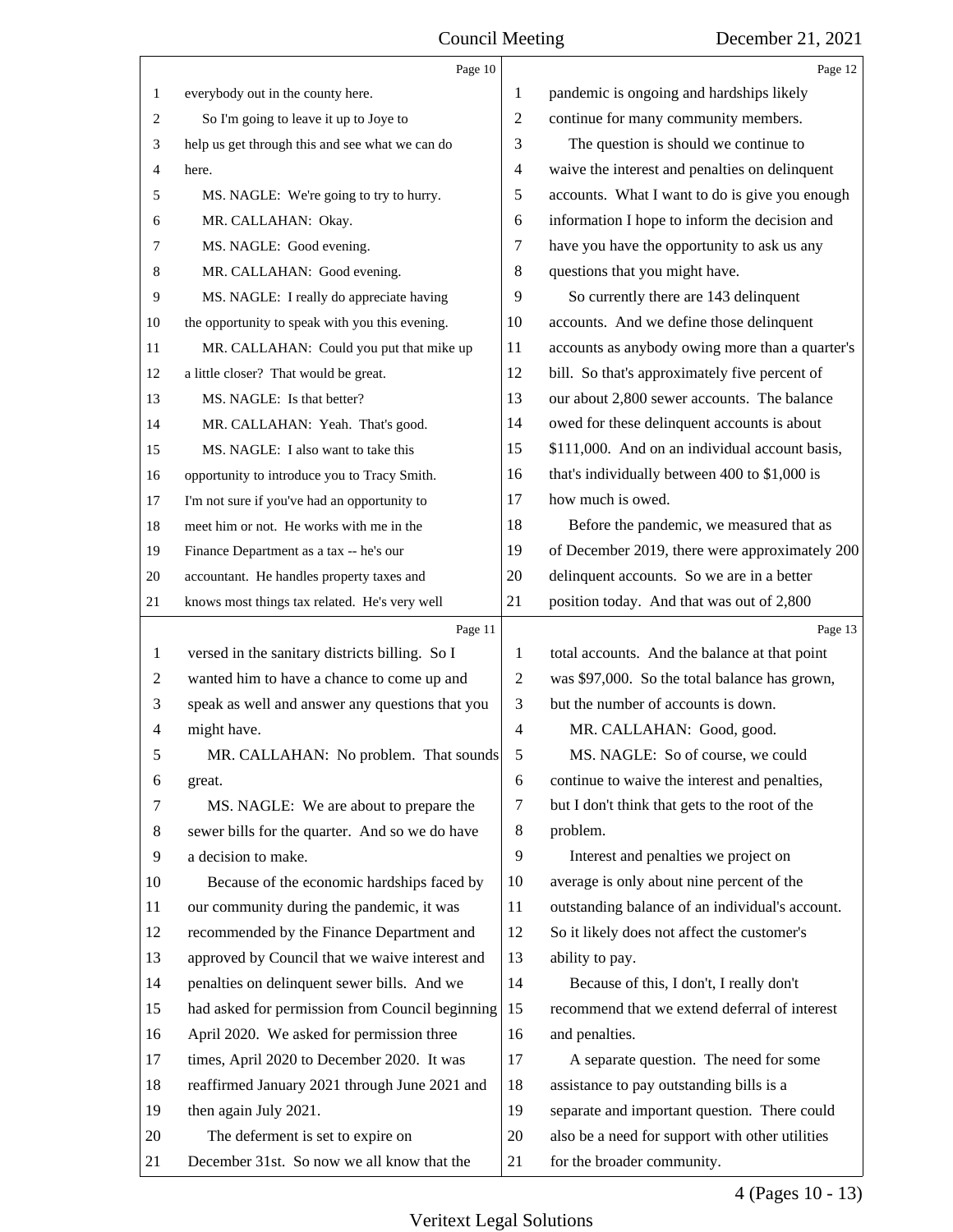everybody out in the county here.

So I'm going to leave it up to Joye to help us get through this and see what we can do here.

MS. NAGLE: We're going to try to hurry.

MR. CALLAHAN: Okay.

MS. NAGLE: Good evening.

MR. CALLAHAN: Good evening.

MS. NAGLE: I really do appreciate having the opportunity to speak with you this evening.

MR. CALLAHAN: Could you put that mike up a little closer? That would be great.

MS. NAGLE: Is that better?

MR. CALLAHAN: Yeah. That's good.

MS. NAGLE: I also want to take this opportunity to introduce you to Tracy Smith. I'm not sure if you've had an opportunity to meet him or not. He works with me in the Finance Department as a tax -- he's our accountant. He handles property taxes and knows most things tax related. He's very well versed in the sanitary districts billing. So I wanted him to have a chance to come up and speak as well and answer any questions that you might have.

MR. CALLAHAN: No problem. That sounds great.

MS. NAGLE: We are about to prepare the sewer bills for the quarter. And so we do have a decision to make.

Because of the economic hardships faced by our community during the pandemic, it was recommended by the Finance Department and approved by Council that we waive interest and penalties on delinquent sewer bills. And we had asked for permission from Council beginning April 2020. We asked for permission three times, April 2020 to December 2020. It was reaffirmed January 2021 through June 2021 and then again July 2021.

The deferment is set to expire on December 31st. So now we all know that the pandemic is ongoing and hardships likely continue for many community members.

The question is should we continue to waive the interest and penalties on delinquent accounts. What I want to do is give you enough information I hope to inform the decision and have you have the opportunity to ask us any questions that you might have.

So currently there are 143 delinquent accounts. And we define those delinquent accounts as anybody owing more than a quarter's bill. So that's approximately five percent of our about 2,800 sewer accounts. The balance owed for these delinquent accounts is about $111,000. And on an individual account basis, that's individually between 400 to $1,000 is how much is owed.

Before the pandemic, we measured that as of December 2019, there were approximately 200 delinquent accounts. So we are in a better position today. And that was out of 2,800 total accounts. And the balance at that point was $97,000. So the total balance has grown, but the number of accounts is down.

MR. CALLAHAN: Good, good.

MS. NAGLE: So of course, we could continue to waive the interest and penalties, but I don't think that gets to the root of the problem.

Interest and penalties we project on average is only about nine percent of the outstanding balance of an individual's account. So it likely does not affect the customer's ability to pay.

Because of this, I don't, I really don't recommend that we extend deferral of interest and penalties.

A separate question. The need for some assistance to pay outstanding bills is a separate and important question. There could also be a need for support with other utilities for the broader community.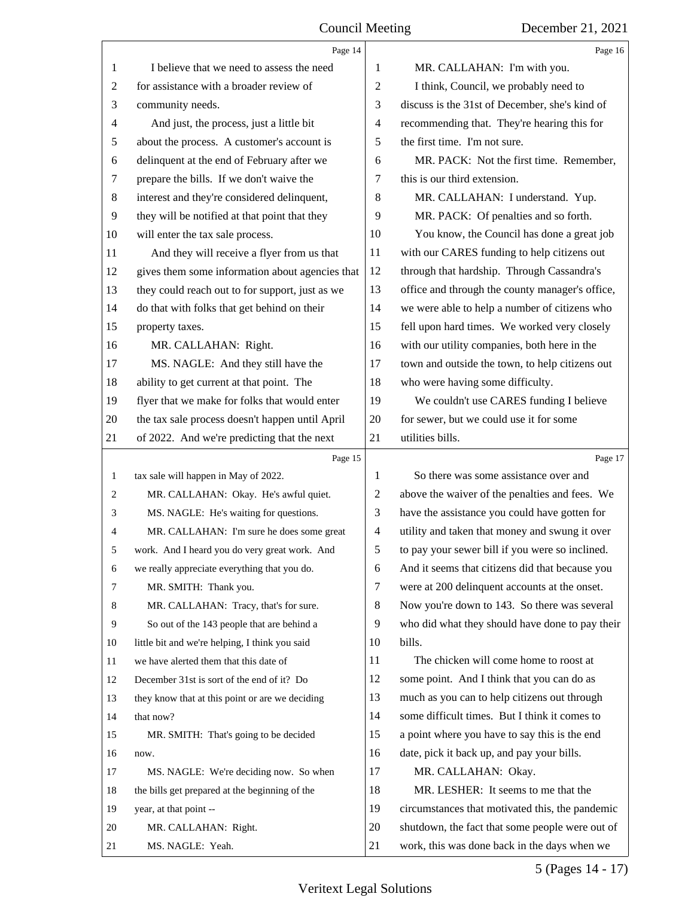I believe that we need to assess the need for assistance with a broader review of community needs.

And just, the process, just a little bit about the process. A customer's account is delinquent at the end of February after we prepare the bills. If we don't waive the interest and they're considered delinquent, they will be notified at that point that they will enter the tax sale process.

And they will receive a flyer from us that gives them some information about agencies that they could reach out to for support, just as we do that with folks that get behind on their property taxes.

MR. CALLAHAN: Right.

MS. NAGLE: And they still have the ability to get current at that point. The flyer that we make for folks that would enter the tax sale process doesn't happen until April of 2022. And we're predicting that the next tax sale will happen in May of 2022.

MR. CALLAHAN: Okay. He's awful quiet.

MS. NAGLE: He's waiting for questions.

MR. CALLAHAN: I'm sure he does some great work. And I heard you do very great work. And we really appreciate everything that you do.

MR. SMITH: Thank you.

MR. CALLAHAN: Tracy, that's for sure.

So out of the 143 people that are behind a little bit and we're helping, I think you said we have alerted them that this date of December 31st is sort of the end of it? Do they know that at this point or are we deciding that now?

MR. SMITH: That's going to be decided now.

MS. NAGLE: We're deciding now. So when the bills get prepared at the beginning of the year, at that point --

MR. CALLAHAN: Right.

MS. NAGLE: Yeah.

MR. CALLAHAN: I'm with you.

I think, Council, we probably need to discuss is the 31st of December, she's kind of recommending that. They're hearing this for the first time. I'm not sure.

MR. PACK: Not the first time. Remember, this is our third extension.

MR. CALLAHAN: I understand. Yup.

MR. PACK: Of penalties and so forth.

You know, the Council has done a great job with our CARES funding to help citizens out through that hardship. Through Cassandra's office and through the county manager's office, we were able to help a number of citizens who fell upon hard times. We worked very closely with our utility companies, both here in the town and outside the town, to help citizens out who were having some difficulty.

We couldn't use CARES funding I believe for sewer, but we could use it for some utilities bills.

So there was some assistance over and above the waiver of the penalties and fees. We have the assistance you could have gotten for utility and taken that money and swung it over to pay your sewer bill if you were so inclined. And it seems that citizens did that because you were at 200 delinquent accounts at the onset. Now you're down to 143. So there was several who did what they should have done to pay their bills.

The chicken will come home to roost at some point. And I think that you can do as much as you can to help citizens out through some difficult times. But I think it comes to a point where you have to say this is the end date, pick it back up, and pay your bills.

MR. CALLAHAN: Okay.

MR. LESHER: It seems to me that the circumstances that motivated this, the pandemic shutdown, the fact that some people were out of work, this was done back in the days when we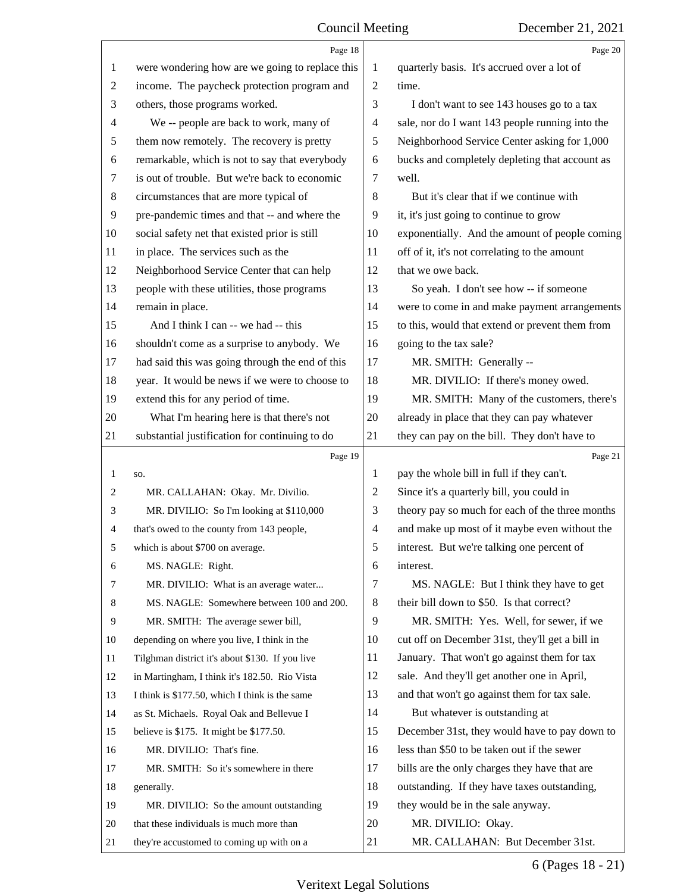were wondering how are we going to replace this income. The paycheck protection program and others, those programs worked.

We -- people are back to work, many of them now remotely. The recovery is pretty remarkable, which is not to say that everybody is out of trouble. But we're back to economic circumstances that are more typical of pre-pandemic times and that -- and where the social safety net that existed prior is still in place. The services such as the Neighborhood Service Center that can help people with these utilities, those programs remain in place.

And I think I can -- we had -- this shouldn't come as a surprise to anybody. We had said this was going through the end of this year. It would be news if we were to choose to extend this for any period of time.

What I'm hearing here is that there's not substantial justification for continuing to do so.

MR. CALLAHAN: Okay. Mr. Divilio.

MR. DIVILIO: So I'm looking at $110,000 that's owed to the county from 143 people, which is about $700 on average.

MS. NAGLE: Right.

MR. DIVILIO: What is an average water...

MS. NAGLE: Somewhere between 100 and 200.

MR. SMITH: The average sewer bill, depending on where you live, I think in the Tilghman district it's about $130. If you live in Martingham, I think it's 182.50. Rio Vista I think is $177.50, which I think is the same as St. Michaels. Royal Oak and Bellevue I believe is $175. It might be $177.50.

MR. DIVILIO: That's fine.

MR. SMITH: So it's somewhere in there generally.

MR. DIVILIO: So the amount outstanding that these individuals is much more than they're accustomed to coming up with on a quarterly basis. It's accrued over a lot of time.

I don't want to see 143 houses go to a tax sale, nor do I want 143 people running into the Neighborhood Service Center asking for 1,000 bucks and completely depleting that account as well.

But it's clear that if we continue with it, it's just going to continue to grow exponentially. And the amount of people coming off of it, it's not correlating to the amount that we owe back.

So yeah. I don't see how -- if someone were to come in and make payment arrangements to this, would that extend or prevent them from going to the tax sale?

MR. SMITH: Generally --

MR. DIVILIO: If there's money owed.

MR. SMITH: Many of the customers, there's already in place that they can pay whatever they can pay on the bill. They don't have to pay the whole bill in full if they can't. Since it's a quarterly bill, you could in theory pay so much for each of the three months and make up most of it maybe even without the interest. But we're talking one percent of interest.

MS. NAGLE: But I think they have to get their bill down to $50. Is that correct?

MR. SMITH: Yes. Well, for sewer, if we cut off on December 31st, they'll get a bill in January. That won't go against them for tax sale. And they'll get another one in April, and that won't go against them for tax sale.

But whatever is outstanding at December 31st, they would have to pay down to less than $50 to be taken out if the sewer bills are the only charges they have that are outstanding. If they have taxes outstanding, they would be in the sale anyway.

MR. DIVILIO: Okay.

MR. CALLAHAN: But December 31st.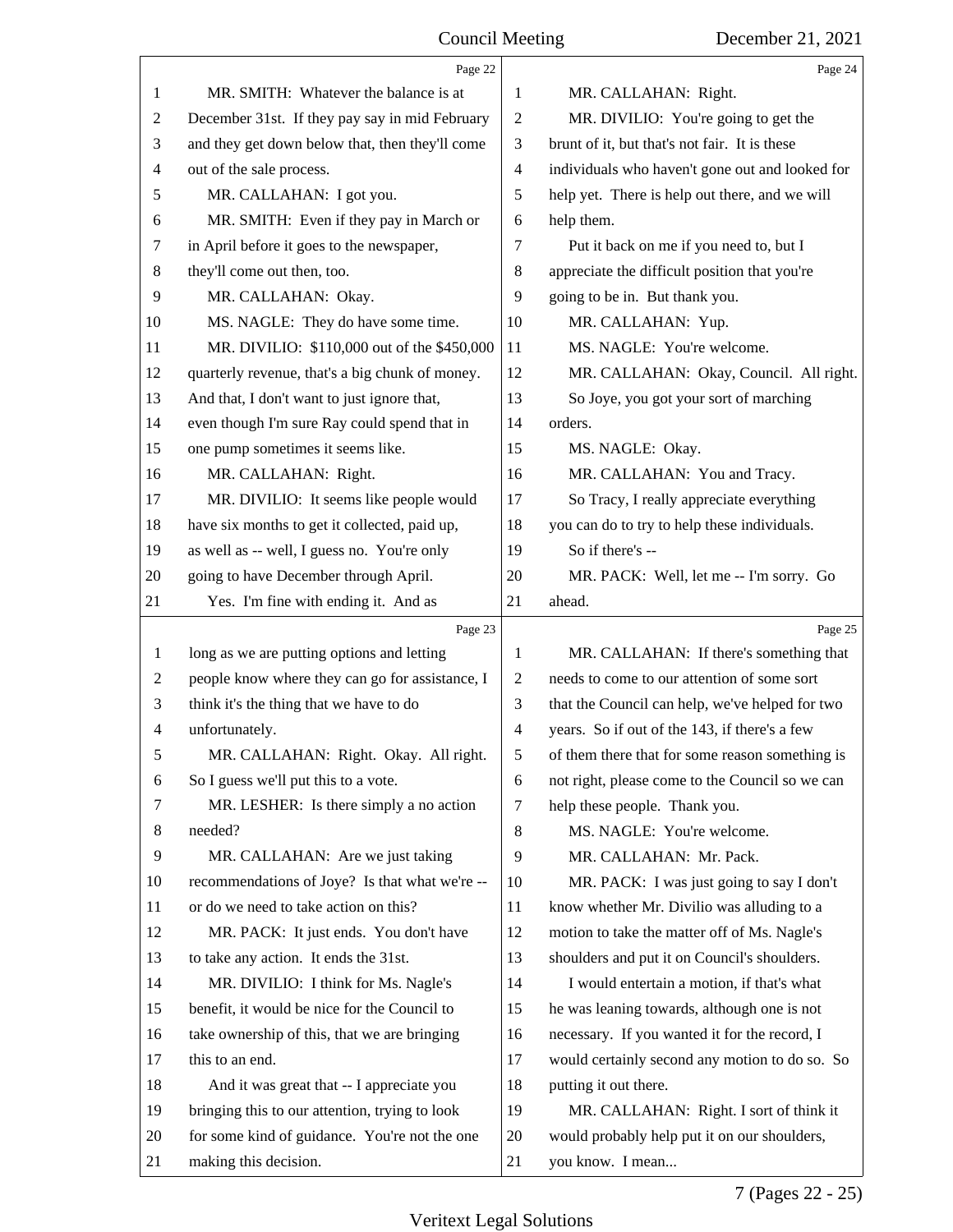Page 22

MR. SMITH: Whatever the balance is at December 31st. If they pay say in mid February and they get down below that, then they'll come out of the sale process.

MR. CALLAHAN: I got you.

MR. SMITH: Even if they pay in March or in April before it goes to the newspaper, they'll come out then, too.

MR. CALLAHAN: Okay.

MS. NAGLE: They do have some time.

MR. DIVILIO: $110,000 out of the $450,000 quarterly revenue, that's a big chunk of money. And that, I don't want to just ignore that, even though I'm sure Ray could spend that in one pump sometimes it seems like.

MR. CALLAHAN: Right.

MR. DIVILIO: It seems like people would have six months to get it collected, paid up, as well as -- well, I guess no. You're only going to have December through April.

Yes. I'm fine with ending it. And as

Page 23

long as we are putting options and letting people know where they can go for assistance, I think it's the thing that we have to do unfortunately.

MR. CALLAHAN: Right. Okay. All right. So I guess we'll put this to a vote.

MR. LESHER: Is there simply a no action needed?

MR. CALLAHAN: Are we just taking recommendations of Joye? Is that what we're -- or do we need to take action on this?

MR. PACK: It just ends. You don't have to take any action. It ends the 31st.

MR. DIVILIO: I think for Ms. Nagle's benefit, it would be nice for the Council to take ownership of this, that we are bringing this to an end.

And it was great that -- I appreciate you bringing this to our attention, trying to look for some kind of guidance. You're not the one making this decision.

Page 24

MR. CALLAHAN: Right.

MR. DIVILIO: You're going to get the brunt of it, but that's not fair. It is these individuals who haven't gone out and looked for help yet. There is help out there, and we will help them.

Put it back on me if you need to, but I appreciate the difficult position that you're going to be in. But thank you.

MR. CALLAHAN: Yup.

MS. NAGLE: You're welcome.

MR. CALLAHAN: Okay, Council. All right.

So Joye, you got your sort of marching orders.

MS. NAGLE: Okay.

MR. CALLAHAN: You and Tracy.

So Tracy, I really appreciate everything you can do to try to help these individuals.

So if there's --

MR. PACK: Well, let me -- I'm sorry. Go ahead.

Page 25

MR. CALLAHAN: If there's something that needs to come to our attention of some sort that the Council can help, we've helped for two years. So if out of the 143, if there's a few of them there that for some reason something is not right, please come to the Council so we can help these people. Thank you.

MS. NAGLE: You're welcome.

MR. CALLAHAN: Mr. Pack.

MR. PACK: I was just going to say I don't know whether Mr. Divilio was alluding to a motion to take the matter off of Ms. Nagle's shoulders and put it on Council's shoulders.

I would entertain a motion, if that's what he was leaning towards, although one is not necessary. If you wanted it for the record, I would certainly second any motion to do so. So putting it out there.

MR. CALLAHAN: Right. I sort of think it would probably help put it on our shoulders, you know. I mean...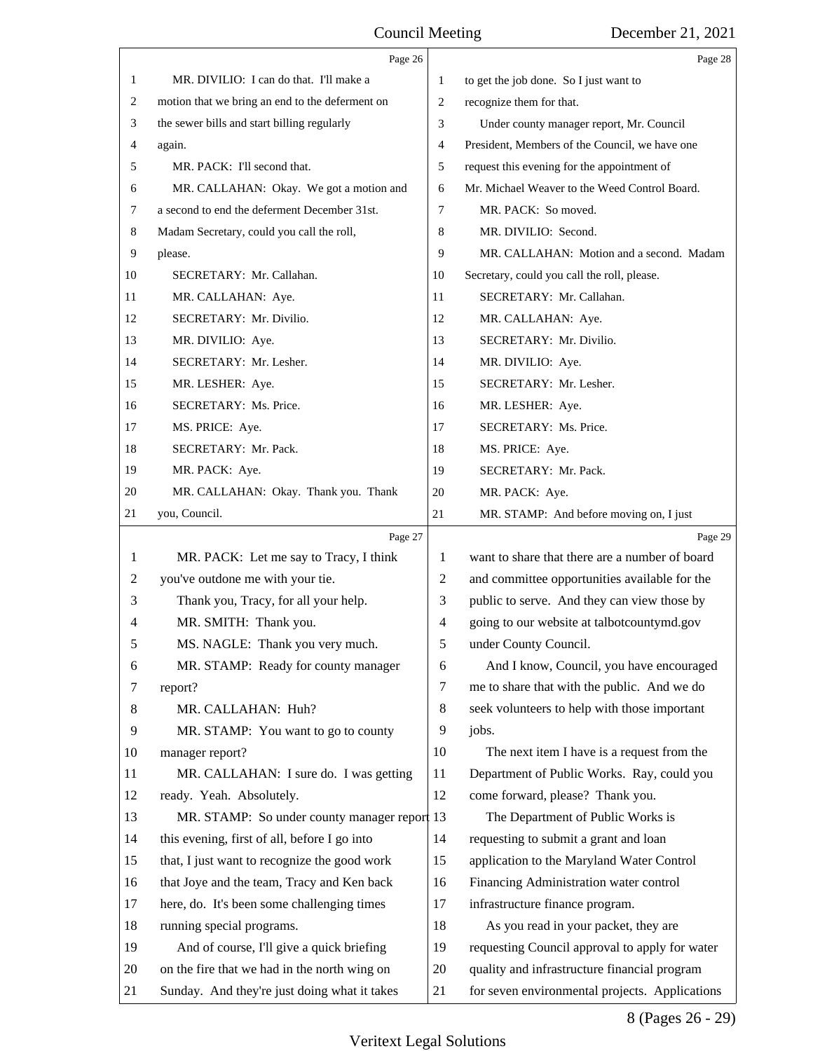Page 26

1 MR. DIVILIO: I can do that. I'll make a
2 motion that we bring an end to the deferment on
3 the sewer bills and start billing regularly
4 again.
5 MR. PACK: I'll second that.
6 MR. CALLAHAN: Okay. We got a motion and
7 a second to end the deferment December 31st.
8 Madam Secretary, could you call the roll,
9 please.
10 SECRETARY: Mr. Callahan.
11 MR. CALLAHAN: Aye.
12 SECRETARY: Mr. Divilio.
13 MR. DIVILIO: Aye.
14 SECRETARY: Mr. Lesher.
15 MR. LESHER: Aye.
16 SECRETARY: Ms. Price.
17 MS. PRICE: Aye.
18 SECRETARY: Mr. Pack.
19 MR. PACK: Aye.
20 MR. CALLAHAN: Okay. Thank you. Thank
21 you, Council.

Page 27

1 MR. PACK: Let me say to Tracy, I think
2 you've outdone me with your tie.
3 Thank you, Tracy, for all your help.
4 MR. SMITH: Thank you.
5 MS. NAGLE: Thank you very much.
6 MR. STAMP: Ready for county manager
7 report?
8 MR. CALLAHAN: Huh?
9 MR. STAMP: You want to go to county
10 manager report?
11 MR. CALLAHAN: I sure do. I was getting
12 ready. Yeah. Absolutely.
13 MR. STAMP: So under county manager report
14 this evening, first of all, before I go into
15 that, I just want to recognize the good work
16 that Joye and the team, Tracy and Ken back
17 here, do. It's been some challenging times
18 running special programs.
19 And of course, I'll give a quick briefing
20 on the fire that we had in the north wing on
21 Sunday. And they're just doing what it takes

Page 28

1 to get the job done. So I just want to
2 recognize them for that.
3 Under county manager report, Mr. Council
4 President, Members of the Council, we have one
5 request this evening for the appointment of
6 Mr. Michael Weaver to the Weed Control Board.
7 MR. PACK: So moved.
8 MR. DIVILIO: Second.
9 MR. CALLAHAN: Motion and a second. Madam
10 Secretary, could you call the roll, please.
11 SECRETARY: Mr. Callahan.
12 MR. CALLAHAN: Aye.
13 SECRETARY: Mr. Divilio.
14 MR. DIVILIO: Aye.
15 SECRETARY: Mr. Lesher.
16 MR. LESHER: Aye.
17 SECRETARY: Ms. Price.
18 MS. PRICE: Aye.
19 SECRETARY: Mr. Pack.
20 MR. PACK: Aye.
21 MR. STAMP: And before moving on, I just

Page 29

1 want to share that there are a number of board
2 and committee opportunities available for the
3 public to serve. And they can view those by
4 going to our website at talbotcountymd.gov
5 under County Council.
6 And I know, Council, you have encouraged
7 me to share that with the public. And we do
8 seek volunteers to help with those important
9 jobs.
10 The next item I have is a request from the
11 Department of Public Works. Ray, could you
12 come forward, please? Thank you.
13 The Department of Public Works is
14 requesting to submit a grant and loan
15 application to the Maryland Water Control
16 Financing Administration water control
17 infrastructure finance program.
18 As you read in your packet, they are
19 requesting Council approval to apply for water
20 quality and infrastructure financial program
21 for seven environmental projects. Applications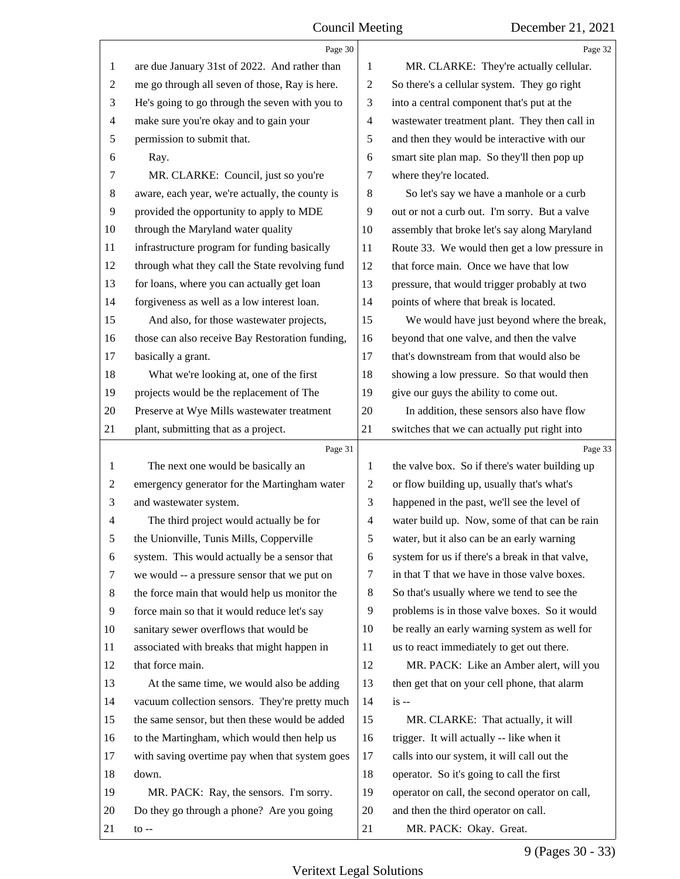are due January 31st of 2022. And rather than me go through all seven of those, Ray is here. He's going to go through the seven with you to make sure you're okay and to gain your permission to submit that.

Ray.

MR. CLARKE: Council, just so you're aware, each year, we're actually, the county is provided the opportunity to apply to MDE through the Maryland water quality infrastructure program for funding basically through what they call the State revolving fund for loans, where you can actually get loan forgiveness as well as a low interest loan.

And also, for those wastewater projects, those can also receive Bay Restoration funding, basically a grant.

What we're looking at, one of the first projects would be the replacement of The Preserve at Wye Mills wastewater treatment plant, submitting that as a project.

The next one would be basically an emergency generator for the Martingham water and wastewater system.

The third project would actually be for the Unionville, Tunis Mills, Copperville system. This would actually be a sensor that we would -- a pressure sensor that we put on the force main that would help us monitor the force main so that it would reduce let's say sanitary sewer overflows that would be associated with breaks that might happen in that force main.

At the same time, we would also be adding vacuum collection sensors. They're pretty much the same sensor, but then these would be added to the Martingham, which would then help us with saving overtime pay when that system goes down.

MR. PACK: Ray, the sensors. I'm sorry. Do they go through a phone? Are you going to --

MR. CLARKE: They're actually cellular. So there's a cellular system. They go right into a central component that's put at the wastewater treatment plant. They then call in and then they would be interactive with our smart site plan map. So they'll then pop up where they're located.

So let's say we have a manhole or a curb out or not a curb out. I'm sorry. But a valve assembly that broke let's say along Maryland Route 33. We would then get a low pressure in that force main. Once we have that low pressure, that would trigger probably at two points of where that break is located.

We would have just beyond where the break, beyond that one valve, and then the valve that's downstream from that would also be showing a low pressure. So that would then give our guys the ability to come out.

In addition, these sensors also have flow switches that we can actually put right into the valve box. So if there's water building up or flow building up, usually that's what's happened in the past, we'll see the level of water build up. Now, some of that can be rain water, but it also can be an early warning system for us if there's a break in that valve, in that T that we have in those valve boxes. So that's usually where we tend to see the problems is in those valve boxes. So it would be really an early warning system as well for us to react immediately to get out there.

MR. PACK: Like an Amber alert, will you then get that on your cell phone, that alarm is --

MR. CLARKE: That actually, it will trigger. It will actually -- like when it calls into our system, it will call out the operator. So it's going to call the first operator on call, the second operator on call, and then the third operator on call.

MR. PACK: Okay. Great.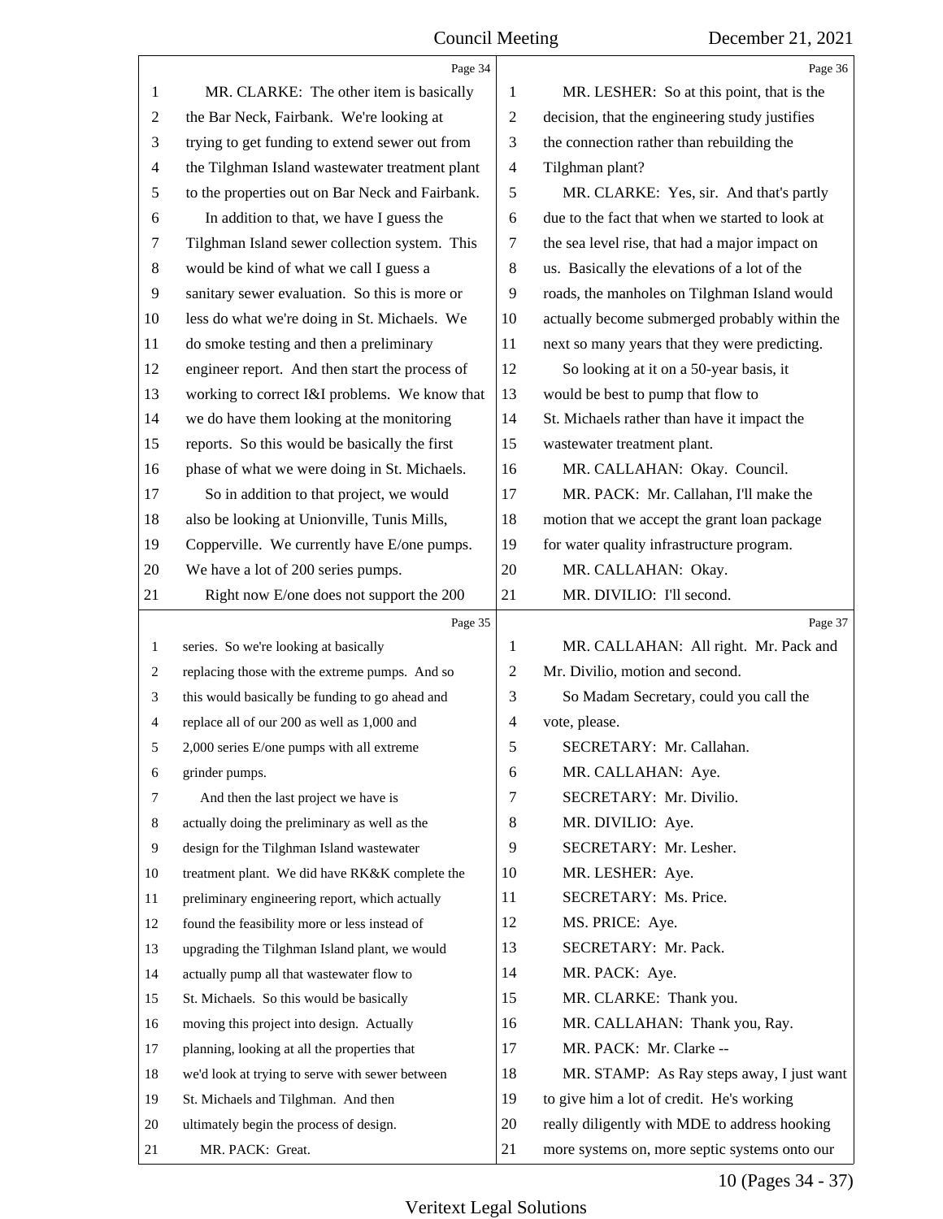Page 34

MR. CLARKE: The other item is basically the Bar Neck, Fairbank. We're looking at trying to get funding to extend sewer out from the Tilghman Island wastewater treatment plant to the properties out on Bar Neck and Fairbank.

In addition to that, we have I guess the Tilghman Island sewer collection system. This would be kind of what we call I guess a sanitary sewer evaluation. So this is more or less do what we're doing in St. Michaels. We do smoke testing and then a preliminary engineer report. And then start the process of working to correct I&I problems. We know that we do have them looking at the monitoring reports. So this would be basically the first phase of what we were doing in St. Michaels.

So in addition to that project, we would also be looking at Unionville, Tunis Mills, Copperville. We currently have E/one pumps. We have a lot of 200 series pumps.

Right now E/one does not support the 200

Page 35

series. So we're looking at basically replacing those with the extreme pumps. And so this would basically be funding to go ahead and replace all of our 200 as well as 1,000 and 2,000 series E/one pumps with all extreme grinder pumps.

And then the last project we have is actually doing the preliminary as well as the design for the Tilghman Island wastewater treatment plant. We did have RK&K complete the preliminary engineering report, which actually found the feasibility more or less instead of upgrading the Tilghman Island plant, we would actually pump all that wastewater flow to St. Michaels. So this would be basically moving this project into design. Actually planning, looking at all the properties that we'd look at trying to serve with sewer between St. Michaels and Tilghman. And then ultimately begin the process of design.

MR. PACK: Great.

Page 36

MR. LESHER: So at this point, that is the decision, that the engineering study justifies the connection rather than rebuilding the Tilghman plant?

MR. CLARKE: Yes, sir. And that's partly due to the fact that when we started to look at the sea level rise, that had a major impact on us. Basically the elevations of a lot of the roads, the manholes on Tilghman Island would actually become submerged probably within the next so many years that they were predicting.

So looking at it on a 50-year basis, it would be best to pump that flow to St. Michaels rather than have it impact the wastewater treatment plant.

MR. CALLAHAN: Okay. Council.

MR. PACK: Mr. Callahan, I'll make the motion that we accept the grant loan package for water quality infrastructure program.

MR. CALLAHAN: Okay.

MR. DIVILIO: I'll second.

Page 37

MR. CALLAHAN: All right. Mr. Pack and Mr. Divilio, motion and second.

So Madam Secretary, could you call the vote, please.

SECRETARY: Mr. Callahan.

MR. CALLAHAN: Aye.

SECRETARY: Mr. Divilio.

MR. DIVILIO: Aye.

SECRETARY: Mr. Lesher.

MR. LESHER: Aye.

SECRETARY: Ms. Price.

MS. PRICE: Aye.

SECRETARY: Mr. Pack.

MR. PACK: Aye.

MR. CLARKE: Thank you.

MR. CALLAHAN: Thank you, Ray.

MR. PACK: Mr. Clarke --

MR. STAMP: As Ray steps away, I just want to give him a lot of credit. He's working really diligently with MDE to address hooking more systems on, more septic systems onto our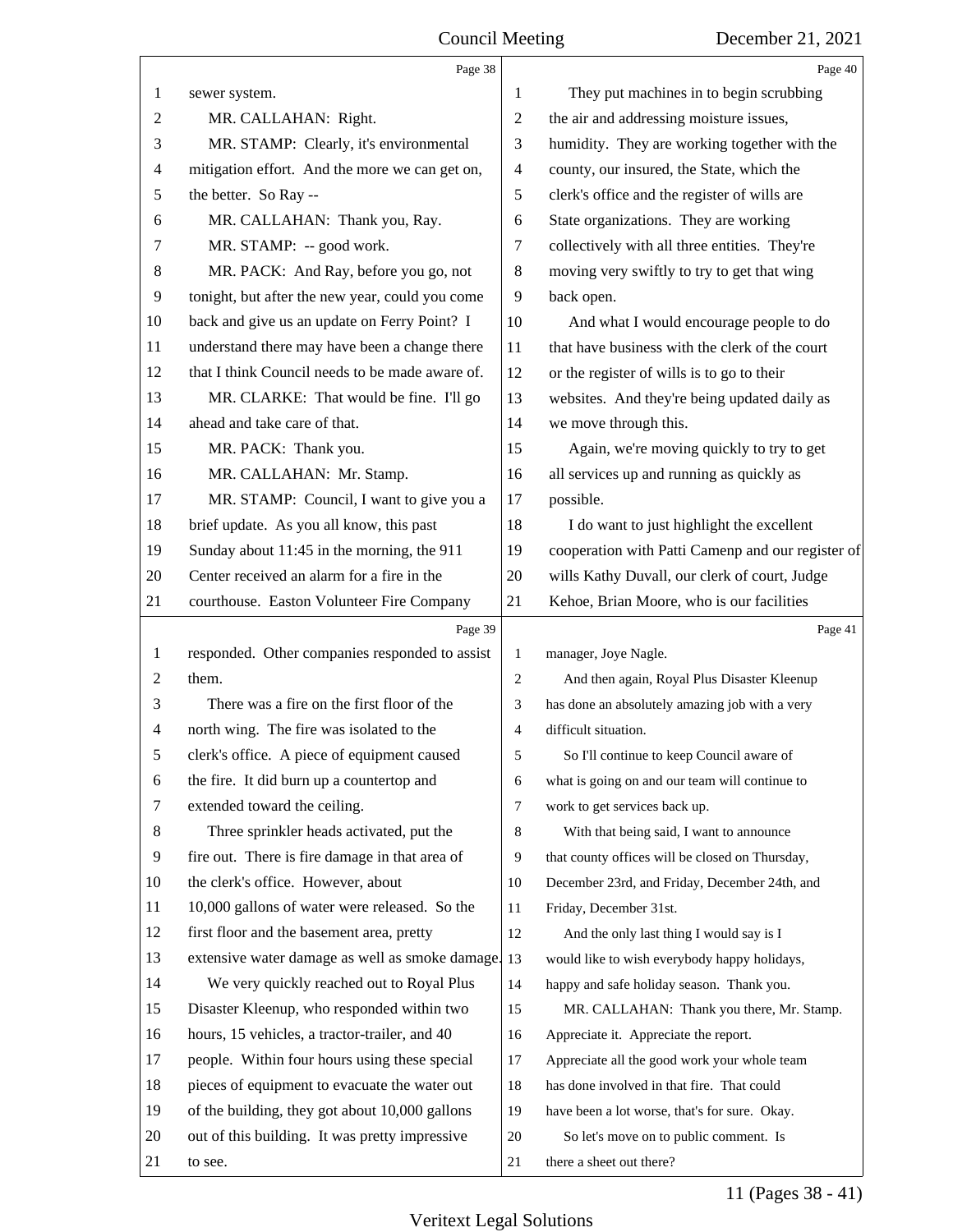sewer system.

MR. CALLAHAN: Right.

MR. STAMP: Clearly, it's environmental mitigation effort. And the more we can get on, the better. So Ray --

MR. CALLAHAN: Thank you, Ray.

MR. STAMP: -- good work.

MR. PACK: And Ray, before you go, not tonight, but after the new year, could you come back and give us an update on Ferry Point? I understand there may have been a change there that I think Council needs to be made aware of.

MR. CLARKE: That would be fine. I'll go ahead and take care of that.

MR. PACK: Thank you.

MR. CALLAHAN: Mr. Stamp.

MR. STAMP: Council, I want to give you a brief update. As you all know, this past Sunday about 11:45 in the morning, the 911 Center received an alarm for a fire in the courthouse. Easton Volunteer Fire Company responded. Other companies responded to assist them.

There was a fire on the first floor of the north wing. The fire was isolated to the clerk's office. A piece of equipment caused the fire. It did burn up a countertop and extended toward the ceiling.

Three sprinkler heads activated, put the fire out. There is fire damage in that area of the clerk's office. However, about 10,000 gallons of water were released. So the first floor and the basement area, pretty extensive water damage as well as smoke damage.

We very quickly reached out to Royal Plus Disaster Kleenup, who responded within two hours, 15 vehicles, a tractor-trailer, and 40 people. Within four hours using these special pieces of equipment to evacuate the water out of the building, they got about 10,000 gallons out of this building. It was pretty impressive to see.

They put machines in to begin scrubbing the air and addressing moisture issues, humidity. They are working together with the county, our insured, the State, which the clerk's office and the register of wills are State organizations. They are working collectively with all three entities. They're moving very swiftly to try to get that wing back open.

And what I would encourage people to do that have business with the clerk of the court or the register of wills is to go to their websites. And they're being updated daily as we move through this.

Again, we're moving quickly to try to get all services up and running as quickly as possible.

I do want to just highlight the excellent cooperation with Patti Camenp and our register of wills Kathy Duvall, our clerk of court, Judge Kehoe, Brian Moore, who is our facilities manager, Joye Nagle.

And then again, Royal Plus Disaster Kleenup has done an absolutely amazing job with a very difficult situation.

So I'll continue to keep Council aware of what is going on and our team will continue to work to get services back up.

With that being said, I want to announce that county offices will be closed on Thursday, December 23rd, and Friday, December 24th, and Friday, December 31st.

And the only last thing I would say is I would like to wish everybody happy holidays, happy and safe holiday season. Thank you.

MR. CALLAHAN: Thank you there, Mr. Stamp. Appreciate it. Appreciate the report. Appreciate all the good work your whole team has done involved in that fire. That could have been a lot worse, that's for sure. Okay.

So let's move on to public comment. Is there a sheet out there?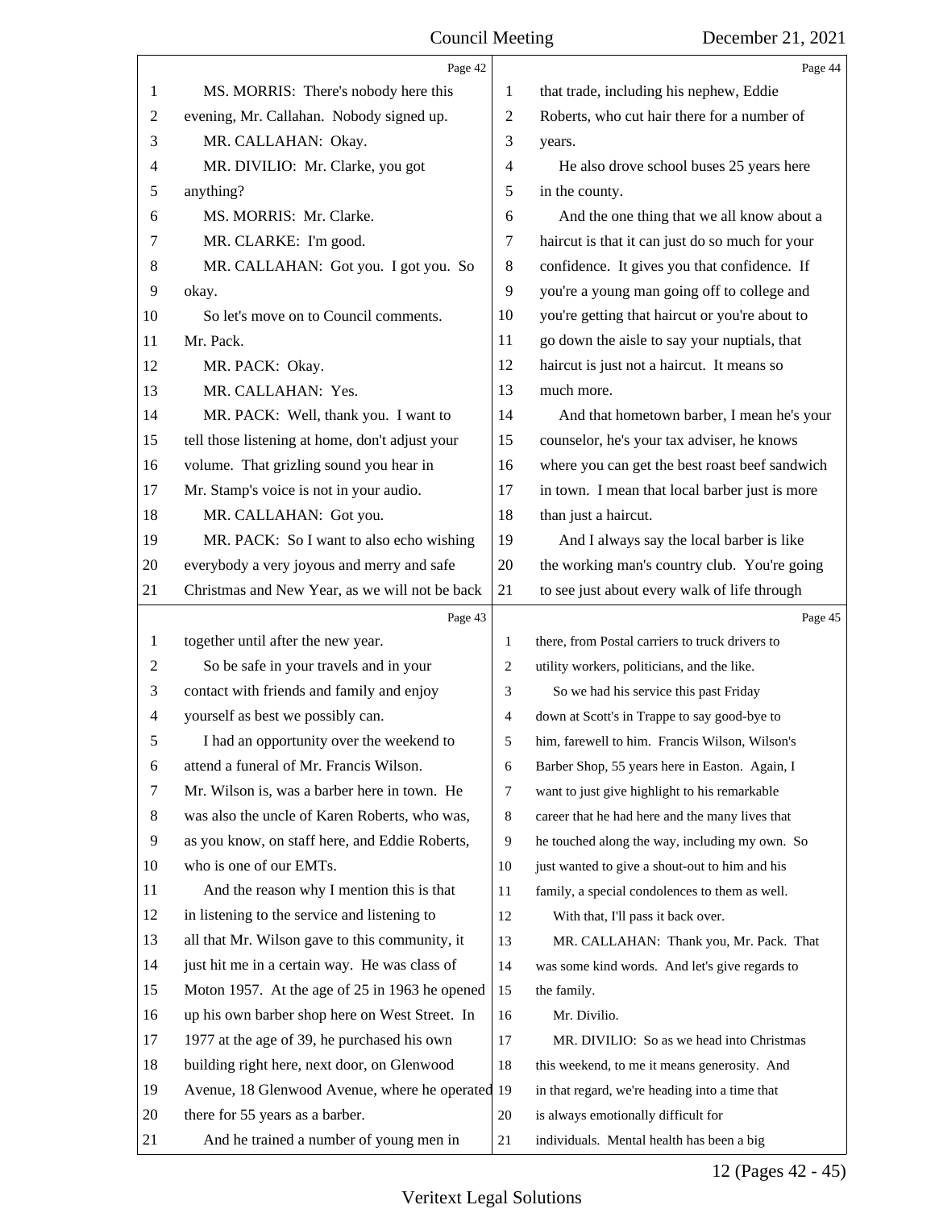MS. MORRIS: There's nobody here this evening, Mr. Callahan. Nobody signed up.

MR. CALLAHAN: Okay.

MR. DIVILIO: Mr. Clarke, you got anything?

MS. MORRIS: Mr. Clarke.

MR. CLARKE: I'm good.

MR. CALLAHAN: Got you. I got you. So okay.

So let's move on to Council comments. Mr. Pack.

MR. PACK: Okay.

MR. CALLAHAN: Yes.

MR. PACK: Well, thank you. I want to tell those listening at home, don't adjust your volume. That grizling sound you hear in Mr. Stamp's voice is not in your audio.

MR. CALLAHAN: Got you.

MR. PACK: So I want to also echo wishing everybody a very joyous and merry and safe Christmas and New Year, as we will not be back together until after the new year.

So be safe in your travels and in your contact with friends and family and enjoy yourself as best we possibly can.

I had an opportunity over the weekend to attend a funeral of Mr. Francis Wilson. Mr. Wilson is, was a barber here in town. He was also the uncle of Karen Roberts, who was, as you know, on staff here, and Eddie Roberts, who is one of our EMTs.

And the reason why I mention this is that in listening to the service and listening to all that Mr. Wilson gave to this community, it just hit me in a certain way. He was class of Moton 1957. At the age of 25 in 1963 he opened up his own barber shop here on West Street. In 1977 at the age of 39, he purchased his own building right here, next door, on Glenwood Avenue, 18 Glenwood Avenue, where he operated there for 55 years as a barber.

And he trained a number of young men in that trade, including his nephew, Eddie Roberts, who cut hair there for a number of years.

He also drove school buses 25 years here in the county.

And the one thing that we all know about a haircut is that it can just do so much for your confidence. It gives you that confidence. If you're a young man going off to college and you're getting that haircut or you're about to go down the aisle to say your nuptials, that haircut is just not a haircut. It means so much more.

And that hometown barber, I mean he's your counselor, he's your tax adviser, he knows where you can get the best roast beef sandwich in town. I mean that local barber just is more than just a haircut.

And I always say the local barber is like the working man's country club. You're going to see just about every walk of life through there, from Postal carriers to truck drivers to utility workers, politicians, and the like.

So we had his service this past Friday down at Scott's in Trappe to say good-bye to him, farewell to him. Francis Wilson, Wilson's Barber Shop, 55 years here in Easton. Again, I want to just give highlight to his remarkable career that he had here and the many lives that he touched along the way, including my own. So just wanted to give a shout-out to him and his family, a special condolences to them as well.

With that, I'll pass it back over.

MR. CALLAHAN: Thank you, Mr. Pack. That was some kind words. And let's give regards to the family.

Mr. Divilio.

MR. DIVILIO: So as we head into Christmas this weekend, to me it means generosity. And in that regard, we're heading into a time that is always emotionally difficult for individuals. Mental health has been a big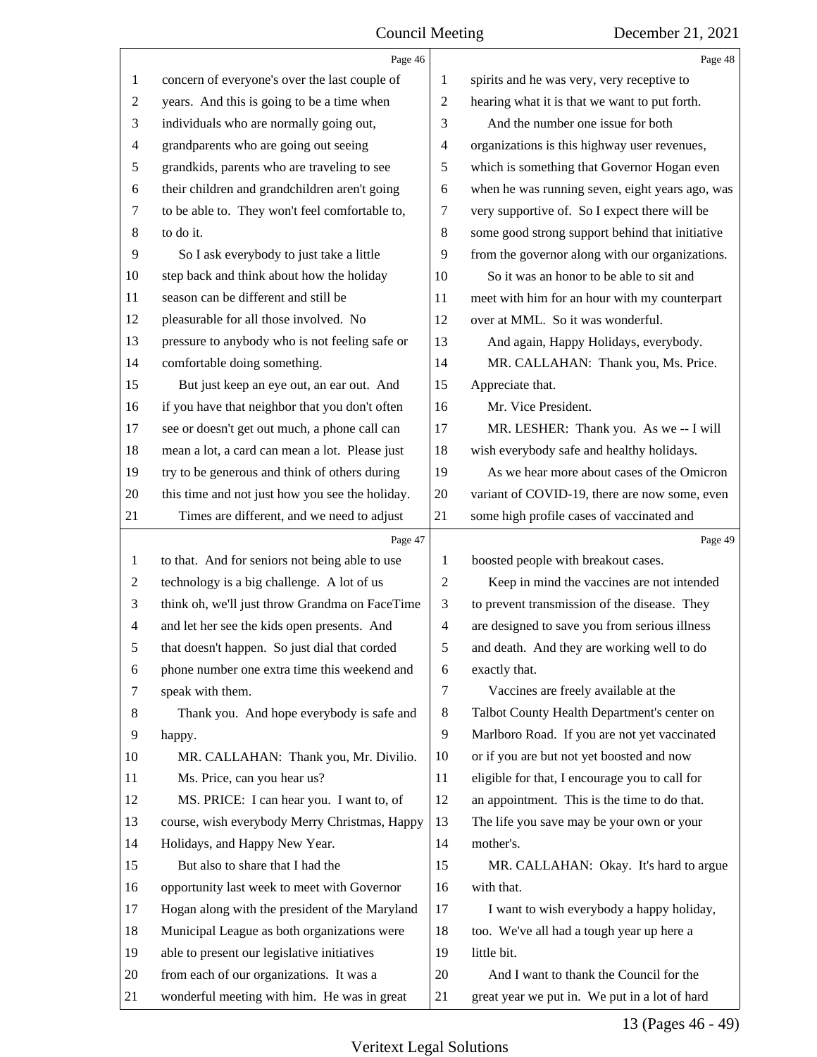concern of everyone's over the last couple of years. And this is going to be a time when individuals who are normally going out, grandparents who are going out seeing grandkids, parents who are traveling to see their children and grandchildren aren't going to be able to. They won't feel comfortable to, to do it.

So I ask everybody to just take a little step back and think about how the holiday season can be different and still be pleasurable for all those involved. No pressure to anybody who is not feeling safe or comfortable doing something.

But just keep an eye out, an ear out. And if you have that neighbor that you don't often see or doesn't get out much, a phone call can mean a lot, a card can mean a lot. Please just try to be generous and think of others during this time and not just how you see the holiday.

Times are different, and we need to adjust to that. And for seniors not being able to use technology is a big challenge. A lot of us think oh, we'll just throw Grandma on FaceTime and let her see the kids open presents. And that doesn't happen. So just dial that corded phone number one extra time this weekend and speak with them.

Thank you. And hope everybody is safe and happy.

MR. CALLAHAN: Thank you, Mr. Divilio.

Ms. Price, can you hear us?

MS. PRICE: I can hear you. I want to, of course, wish everybody Merry Christmas, Happy Holidays, and Happy New Year.

But also to share that I had the opportunity last week to meet with Governor Hogan along with the president of the Maryland Municipal League as both organizations were able to present our legislative initiatives from each of our organizations. It was a wonderful meeting with him. He was in great spirits and he was very, very receptive to hearing what it is that we want to put forth.

And the number one issue for both organizations is this highway user revenues, which is something that Governor Hogan even when he was running seven, eight years ago, was very supportive of. So I expect there will be some good strong support behind that initiative from the governor along with our organizations.

So it was an honor to be able to sit and meet with him for an hour with my counterpart over at MML. So it was wonderful.

And again, Happy Holidays, everybody.

MR. CALLAHAN: Thank you, Ms. Price. Appreciate that.

Mr. Vice President.

MR. LESHER: Thank you. As we -- I will wish everybody safe and healthy holidays.

As we hear more about cases of the Omicron variant of COVID-19, there are now some, even some high profile cases of vaccinated and boosted people with breakout cases.

Keep in mind the vaccines are not intended to prevent transmission of the disease. They are designed to save you from serious illness and death. And they are working well to do exactly that.

Vaccines are freely available at the Talbot County Health Department's center on Marlboro Road. If you are not yet vaccinated or if you are but not yet boosted and now eligible for that, I encourage you to call for an appointment. This is the time to do that. The life you save may be your own or your mother's.

MR. CALLAHAN: Okay. It's hard to argue with that.

I want to wish everybody a happy holiday, too. We've all had a tough year up here a little bit.

And I want to thank the Council for the great year we put in. We put in a lot of hard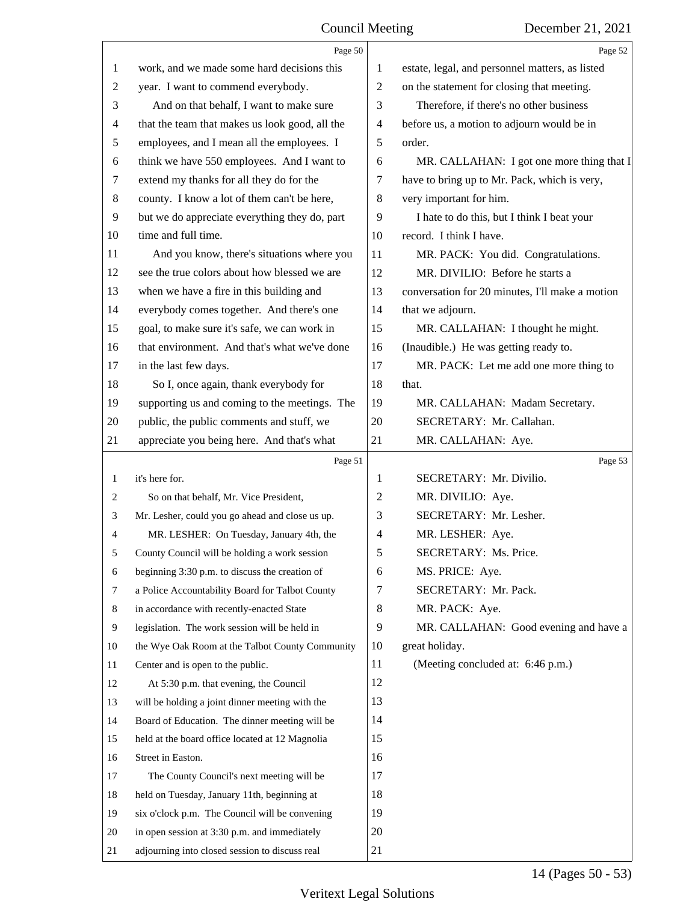Page 50

work, and we made some hard decisions this year. I want to commend everybody.

And on that behalf, I want to make sure that the team that makes us look good, all the employees, and I mean all the employees. I think we have 550 employees. And I want to extend my thanks for all they do for the county. I know a lot of them can't be here, but we do appreciate everything they do, part time and full time.

And you know, there's situations where you see the true colors about how blessed we are when we have a fire in this building and everybody comes together. And there's one goal, to make sure it's safe, we can work in that environment. And that's what we've done in the last few days.

So I, once again, thank everybody for supporting us and coming to the meetings. The public, the public comments and stuff, we appreciate you being here. And that's what

Page 51

it's here for.

So on that behalf, Mr. Vice President, Mr. Lesher, could you go ahead and close us up.

MR. LESHER: On Tuesday, January 4th, the County Council will be holding a work session beginning 3:30 p.m. to discuss the creation of a Police Accountability Board for Talbot County in accordance with recently-enacted State legislation. The work session will be held in the Wye Oak Room at the Talbot County Community Center and is open to the public.

At 5:30 p.m. that evening, the Council will be holding a joint dinner meeting with the Board of Education. The dinner meeting will be held at the board office located at 12 Magnolia Street in Easton.

The County Council's next meeting will be held on Tuesday, January 11th, beginning at six o'clock p.m. The Council will be convening in open session at 3:30 p.m. and immediately adjourning into closed session to discuss real

Page 52

estate, legal, and personnel matters, as listed on the statement for closing that meeting.

Therefore, if there's no other business before us, a motion to adjourn would be in order.

MR. CALLAHAN: I got one more thing that I have to bring up to Mr. Pack, which is very, very important for him.

I hate to do this, but I think I beat your record. I think I have.

MR. PACK: You did. Congratulations.

MR. DIVILIO: Before he starts a conversation for 20 minutes, I'll make a motion that we adjourn.

MR. CALLAHAN: I thought he might. (Inaudible.) He was getting ready to.

MR. PACK: Let me add one more thing to that.

MR. CALLAHAN: Madam Secretary.

SECRETARY: Mr. Callahan.

MR. CALLAHAN: Aye.

Page 53

SECRETARY: Mr. Divilio.

MR. DIVILIO: Aye.

SECRETARY: Mr. Lesher.

MR. LESHER: Aye.

SECRETARY: Ms. Price.

MS. PRICE: Aye.

SECRETARY: Mr. Pack.

MR. PACK: Aye.

MR. CALLAHAN: Good evening and have a great holiday.

(Meeting concluded at: 6:46 p.m.)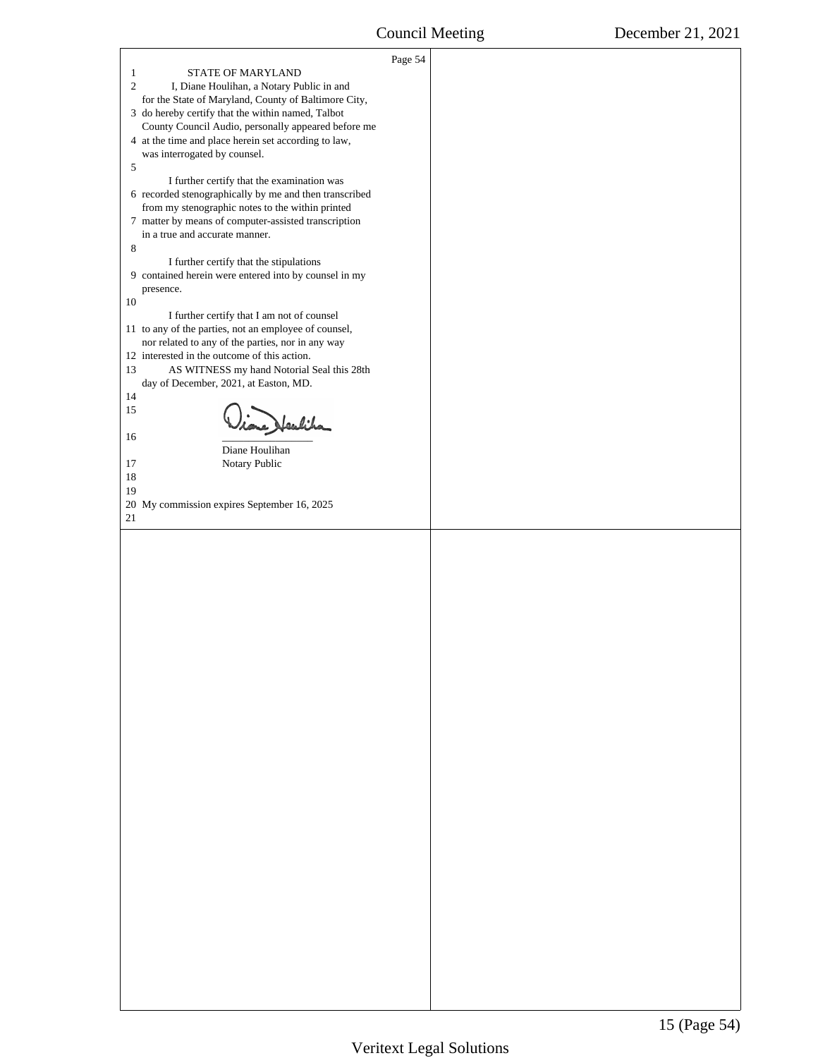Page 54

STATE OF MARYLAND

I, Diane Houlihan, a Notary Public in and for the State of Maryland, County of Baltimore City, do hereby certify that the within named, Talbot County Council Audio, personally appeared before me at the time and place herein set according to law, was interrogated by counsel.

I further certify that the examination was recorded stenographically by me and then transcribed from my stenographic notes to the within printed matter by means of computer-assisted transcription in a true and accurate manner.

I further certify that the stipulations contained herein were entered into by counsel in my presence.

I further certify that I am not of counsel to any of the parties, not an employee of counsel, nor related to any of the parties, nor in any way interested in the outcome of this action.

AS WITNESS my hand Notorial Seal this 28th day of December, 2021, at Easton, MD.

Diane Houlihan

Notary Public

My commission expires September 16, 2025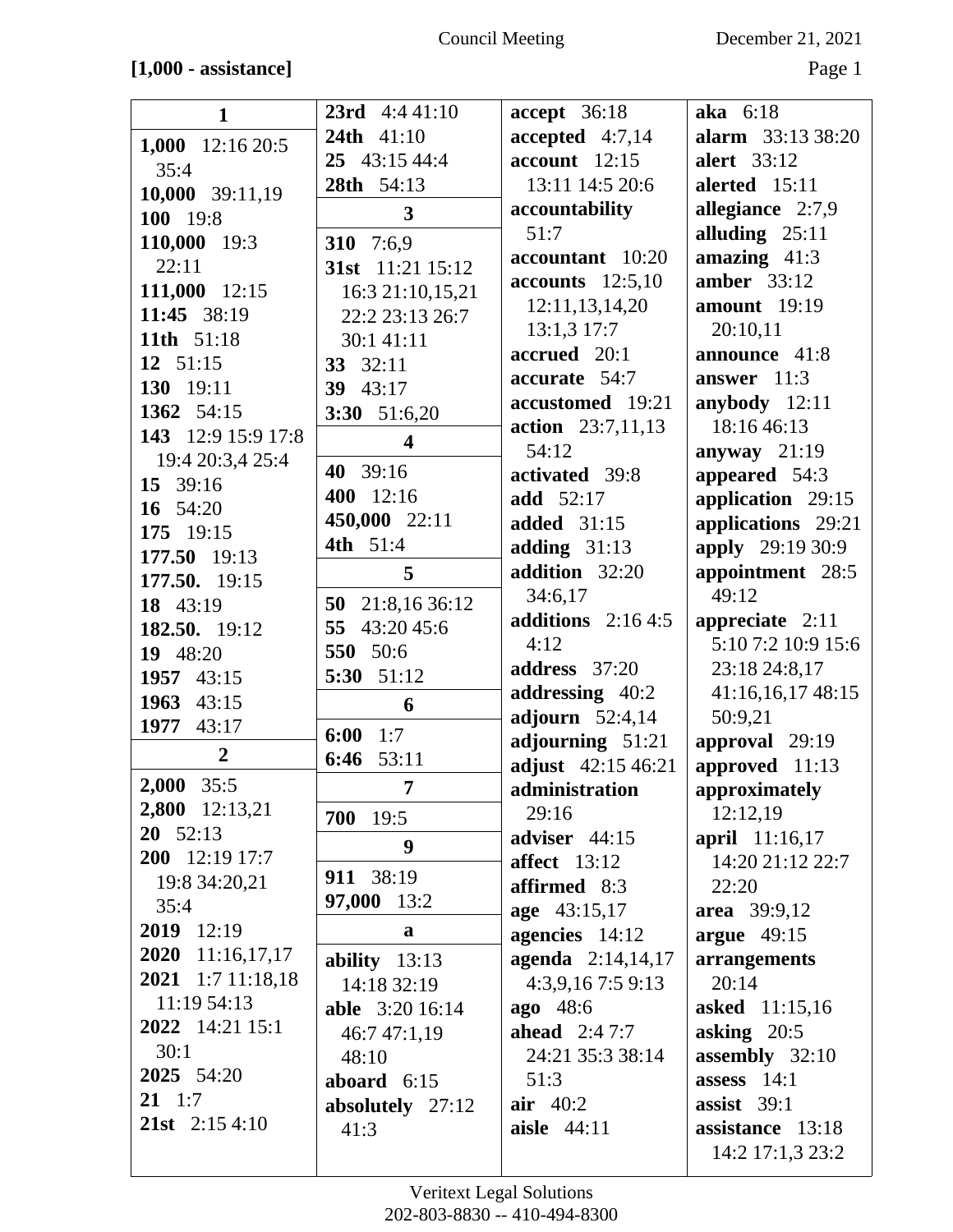**[1,000 - assistance]**

**1**

**1,000** 12:16 20:5 35:4
**10,000** 39:11,19
**100** 19:8
**110,000** 19:3 22:11
**111,000** 12:15
**11:45** 38:19
**11th** 51:18
**12** 51:15
**130** 19:11
**1362** 54:15
**143** 12:9 15:9 17:8 19:4 20:3,4 25:4
**15** 39:16
**16** 54:20
**175** 19:15
**177.50** 19:13
**177.50.** 19:15
**18** 43:19
**182.50.** 19:12
**19** 48:20
**1957** 43:15
**1963** 43:15
**1977** 43:17

**2**

**2,000** 35:5
**2,800** 12:13,21
**20** 52:13
**200** 12:19 17:7 19:8 34:20,21 35:4
**2019** 12:19
**2020** 11:16,17,17
**2021** 1:7 11:18,18 11:19 54:13
**2022** 14:21 15:1 30:1
**2025** 54:20
**21** 1:7
**21st** 2:15 4:10
**23rd** 4:4 41:10
**24th** 41:10
**25** 43:15 44:4
**28th** 54:13

**3**

**310** 7:6,9
**31st** 11:21 15:12 16:3 21:10,15,21 22:2 23:13 26:7 30:1 41:11
**33** 32:11
**39** 43:17
**3:30** 51:6,20

**4**

**40** 39:16
**400** 12:16
**450,000** 22:11
**4th** 51:4

**5**

**50** 21:8,16 36:12
**55** 43:20 45:6
**550** 50:6
**5:30** 51:12

**6**

**6:00** 1:7
**6:46** 53:11

**7**

**700** 19:5

**9**

**911** 38:19
**97,000** 13:2

**a**

**ability** 13:13 14:18 32:19
**able** 3:20 16:14 46:7 47:1,19 48:10
**aboard** 6:15
**absolutely** 27:12 41:3
**accept** 36:18
**accepted** 4:7,14
**account** 12:15 13:11 14:5 20:6
**accountability** 51:7
**accountant** 10:20
**accounts** 12:5,10 12:11,13,14,20 13:1,3 17:7
**accrued** 20:1
**accurate** 54:7
**accustomed** 19:21
**action** 23:7,11,13 54:12
**activated** 39:8
**add** 52:17
**added** 31:15
**adding** 31:13
**addition** 32:20 34:6,17
**additions** 2:16 4:5 4:12
**address** 37:20
**addressing** 40:2
**adjourn** 52:4,14
**adjourning** 51:21
**adjust** 42:15 46:21
**administration** 29:16
**adviser** 44:15
**affect** 13:12
**affirmed** 8:3
**age** 43:15,17
**agencies** 14:12
**agenda** 2:14,14,17 4:3,9,16 7:5 9:13
**ago** 48:6
**ahead** 2:4 7:7 24:21 35:3 38:14 51:3
**air** 40:2
**aisle** 44:11
**aka** 6:18
**alarm** 33:13 38:20
**alert** 33:12
**alerted** 15:11
**allegiance** 2:7,9
**alluding** 25:11
**amazing** 41:3
**amber** 33:12
**amount** 19:19 20:10,11
**announce** 41:8
**answer** 11:3
**anybody** 12:11 18:16 46:13
**anyway** 21:19
**appeared** 54:3
**application** 29:15
**applications** 29:21
**apply** 29:19 30:9
**appointment** 28:5 49:12
**appreciate** 2:11 5:10 7:2 10:9 15:6 23:18 24:8,17 41:16,16,17 48:15 50:9,21
**approval** 29:19
**approved** 11:13
**approximately** 12:12,19
**april** 11:16,17 14:20 21:12 22:7 22:20
**area** 39:9,12
**argue** 49:15
**arrangements** 20:14
**asked** 11:15,16
**asking** 20:5
**assembly** 32:10
**assess** 14:1
**assist** 39:1
**assistance** 13:18 14:2 17:1,3 23:2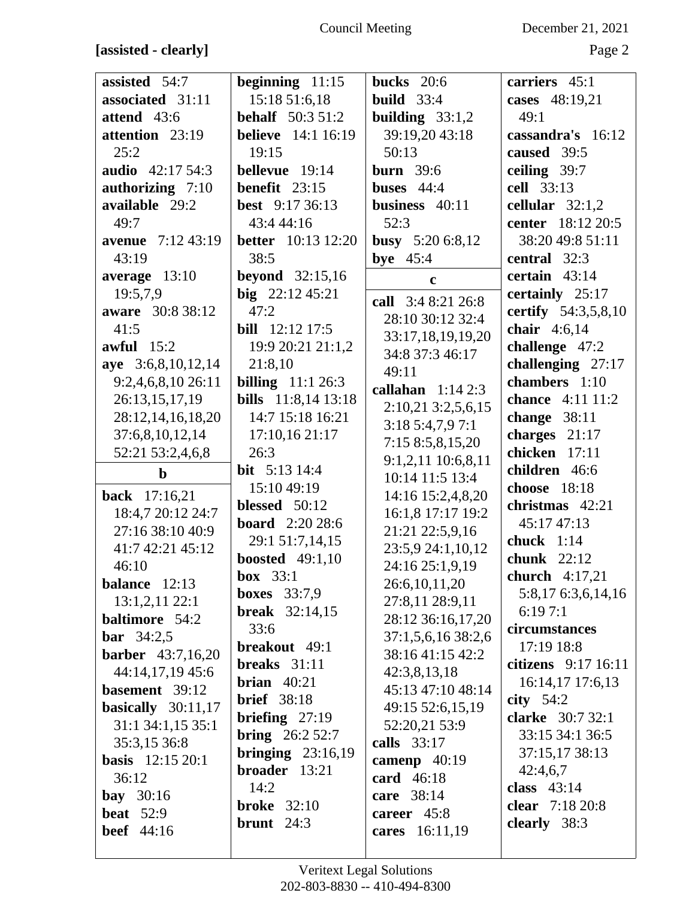**[assisted - clearly]**

**assisted** 54:7
**associated** 31:11
**attend** 43:6
**attention** 23:19 25:2
**audio** 42:17 54:3
**authorizing** 7:10
**available** 29:2 49:7
**avenue** 7:12 43:19 43:19
**average** 13:10 19:5,7,9
**aware** 30:8 38:12 41:5
**awful** 15:2
**aye** 3:6,8,10,12,14 9:2,4,6,8,10 26:11 26:13,15,17,19 28:12,14,16,18,20 37:6,8,10,12,14 52:21 53:2,4,6,8

**b**

**back** 17:16,21 18:4,7 20:12 24:7 27:16 38:10 40:9 41:7 42:21 45:12 46:10
**balance** 12:13 13:1,2,11 22:1
**baltimore** 54:2
**bar** 34:2,5
**barber** 43:7,16,20 44:14,17,19 45:6
**basement** 39:12
**basically** 30:11,17 31:1 34:1,15 35:1 35:3,15 36:8
**basis** 12:15 20:1 36:12
**bay** 30:16
**beat** 52:9
**beef** 44:16
**beginning** 11:15 15:18 51:6,18
**behalf** 50:3 51:2
**believe** 14:1 16:19 19:15
**bellevue** 19:14
**benefit** 23:15
**best** 9:17 36:13 43:4 44:16
**better** 10:13 12:20 38:5
**beyond** 32:15,16
**big** 22:12 45:21 47:2
**bill** 12:12 17:5 19:9 20:21 21:1,2 21:8,10
**billing** 11:1 26:3
**bills** 11:8,14 13:18 14:7 15:18 16:21 17:10,16 21:17 26:3
**bit** 5:13 14:4 15:10 49:19
**blessed** 50:12
**board** 2:20 28:6 29:1 51:7,14,15
**boosted** 49:1,10
**box** 33:1
**boxes** 33:7,9
**break** 32:14,15 33:6
**breakout** 49:1
**breaks** 31:11
**brian** 40:21
**brief** 38:18
**briefing** 27:19
**bring** 26:2 52:7
**bringing** 23:16,19
**broader** 13:21 14:2
**broke** 32:10
**brunt** 24:3
**bucks** 20:6
**build** 33:4
**building** 33:1,2 39:19,20 43:18 50:13
**burn** 39:6
**buses** 44:4
**business** 40:11 52:3
**busy** 5:20 6:8,12
**bye** 45:4

**c**

**call** 3:4 8:21 26:8 28:10 30:12 32:4 33:17,18,19,19,20 34:8 37:3 46:17 49:11
**callahan** 1:14 2:3 2:10,21 3:2,5,6,15 3:18 5:4,7,9 7:1 7:15 8:5,8,15,20 9:1,2,11 10:6,8,11 10:14 11:5 13:4 14:16 15:2,4,8,20 16:1,8 17:17 19:2 21:21 22:5,9,16 23:5,9 24:1,10,12 24:16 25:1,9,19 26:6,10,11,20 27:8,11 28:9,11 28:12 36:16,17,20 37:1,5,6,16 38:2,6 38:16 41:15 42:2 42:3,8,13,18 45:13 47:10 48:14 49:15 52:6,15,19 52:20,21 53:9
**calls** 33:17
**camenp** 40:19
**card** 46:18
**care** 38:14
**career** 45:8
**cares** 16:11,19
**carriers** 45:1
**cases** 48:19,21 49:1
**cassandra's** 16:12
**caused** 39:5
**ceiling** 39:7
**cell** 33:13
**cellular** 32:1,2
**center** 18:12 20:5 38:20 49:8 51:11
**central** 32:3
**certain** 43:14
**certainly** 25:17
**certify** 54:3,5,8,10
**chair** 4:6,14
**challenge** 47:2
**challenging** 27:17
**chambers** 1:10
**chance** 4:11 11:2
**change** 38:11
**charges** 21:17
**chicken** 17:11
**children** 46:6
**choose** 18:18
**christmas** 42:21 45:17 47:13
**chuck** 1:14
**chunk** 22:12
**church** 4:17,21 5:8,17 6:3,6,14,16 6:19 7:1
**circumstances** 17:19 18:8
**citizens** 9:17 16:11 16:14,17 17:6,13
**city** 54:2
**clarke** 30:7 32:1 33:15 34:1 36:5 37:15,17 38:13 42:4,6,7
**class** 43:14
**clear** 7:18 20:8
**clearly** 38:3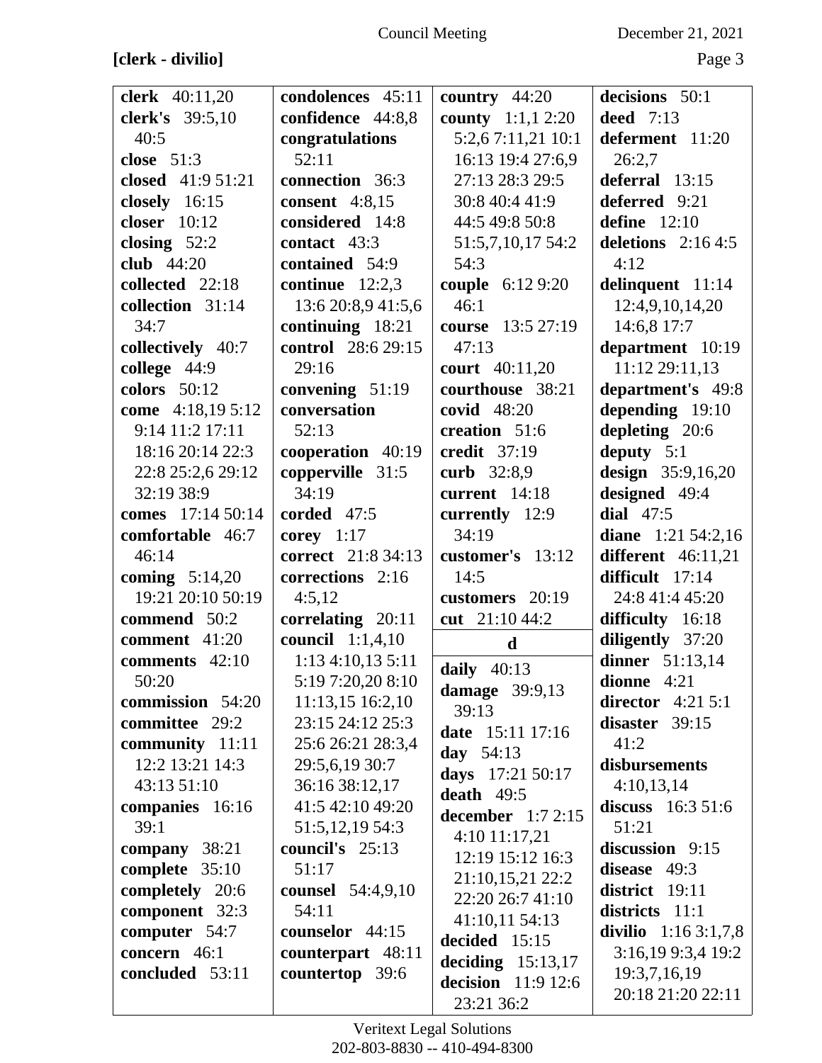**[clerk - divilio]**

**clerk** 40:11,20
**clerk's** 39:5,10 40:5
**close** 51:3
**closed** 41:9 51:21
**closely** 16:15
**closer** 10:12
**closing** 52:2
**club** 44:20
**collected** 22:18
**collection** 31:14 34:7
**collectively** 40:7
**college** 44:9
**colors** 50:12
**come** 4:18,19 5:12 9:14 11:2 17:11 18:16 20:14 22:3 22:8 25:2,6 29:12 32:19 38:9
**comes** 17:14 50:14
**comfortable** 46:7 46:14
**coming** 5:14,20 19:21 20:10 50:19
**commend** 50:2
**comment** 41:20
**comments** 42:10 50:20
**commission** 54:20
**committee** 29:2
**community** 11:11 12:2 13:21 14:3 43:13 51:10
**companies** 16:16 39:1
**company** 38:21
**complete** 35:10
**completely** 20:6
**component** 32:3
**computer** 54:7
**concern** 46:1
**concluded** 53:11

**condolences** 45:11
**confidence** 44:8,8
**congratulations** 52:11
**connection** 36:3
**consent** 4:8,15
**considered** 14:8
**contact** 43:3
**contained** 54:9
**continue** 12:2,3 13:6 20:8,9 41:5,6
**continuing** 18:21
**control** 28:6 29:15 29:16
**convening** 51:19
**conversation** 52:13
**cooperation** 40:19
**copperville** 31:5 34:19
**corded** 47:5
**corey** 1:17
**correct** 21:8 34:13
**corrections** 2:16 4:5,12
**correlating** 20:11
**council** 1:1,4,10 1:13 4:10,13 5:11 5:19 7:20,20 8:10 11:13,15 16:2,10 23:15 24:12 25:3 25:6 26:21 28:3,4 29:5,6,19 30:7 36:16 38:12,17 41:5 42:10 49:20 51:5,12,19 54:3
**council's** 25:13 51:17
**counsel** 54:4,9,10 54:11
**counselor** 44:15
**counterpart** 48:11
**countertop** 39:6

**country** 44:20
**county** 1:1,1 2:20 5:2,6 7:11,21 10:1 16:13 19:4 27:6,9 27:13 28:3 29:5 30:8 40:4 41:9 44:5 49:8 50:8 51:5,7,10,17 54:2 54:3
**couple** 6:12 9:20 46:1
**course** 13:5 27:19 47:13
**court** 40:11,20
**courthouse** 38:21
**covid** 48:20
**creation** 51:6
**credit** 37:19
**curb** 32:8,9
**current** 14:18
**currently** 12:9 34:19
**customer's** 13:12 14:5
**customers** 20:19
**cut** 21:10 44:2

**d**

**daily** 40:13
**damage** 39:9,13 39:13
**date** 15:11 17:16
**day** 54:13
**days** 17:21 50:17
**death** 49:5
**december** 1:7 2:15 4:10 11:17,21 12:19 15:12 16:3 21:10,15,21 22:2 22:20 26:7 41:10 41:10,11 54:13
**decided** 15:15
**deciding** 15:13,17
**decision** 11:9 12:6 23:21 36:2

**decisions** 50:1
**deed** 7:13
**deferment** 11:20 26:2,7
**deferral** 13:15
**deferred** 9:21
**define** 12:10
**deletions** 2:16 4:5 4:12
**delinquent** 11:14 12:4,9,10,14,20 14:6,8 17:7
**department** 10:19 11:12 29:11,13
**department's** 49:8
**depending** 19:10
**depleting** 20:6
**deputy** 5:1
**design** 35:9,16,20
**designed** 49:4
**dial** 47:5
**diane** 1:21 54:2,16
**different** 46:11,21
**difficult** 17:14 24:8 41:4 45:20
**difficulty** 16:18
**diligently** 37:20
**dinner** 51:13,14
**dionne** 4:21
**director** 4:21 5:1
**disaster** 39:15 41:2
**disbursements** 4:10,13,14
**discuss** 16:3 51:6 51:21
**discussion** 9:15
**disease** 49:3
**district** 19:11
**districts** 11:1
**divilio** 1:16 3:1,7,8 3:16,19 9:3,4 19:2 19:3,7,16,19 20:18 21:20 22:11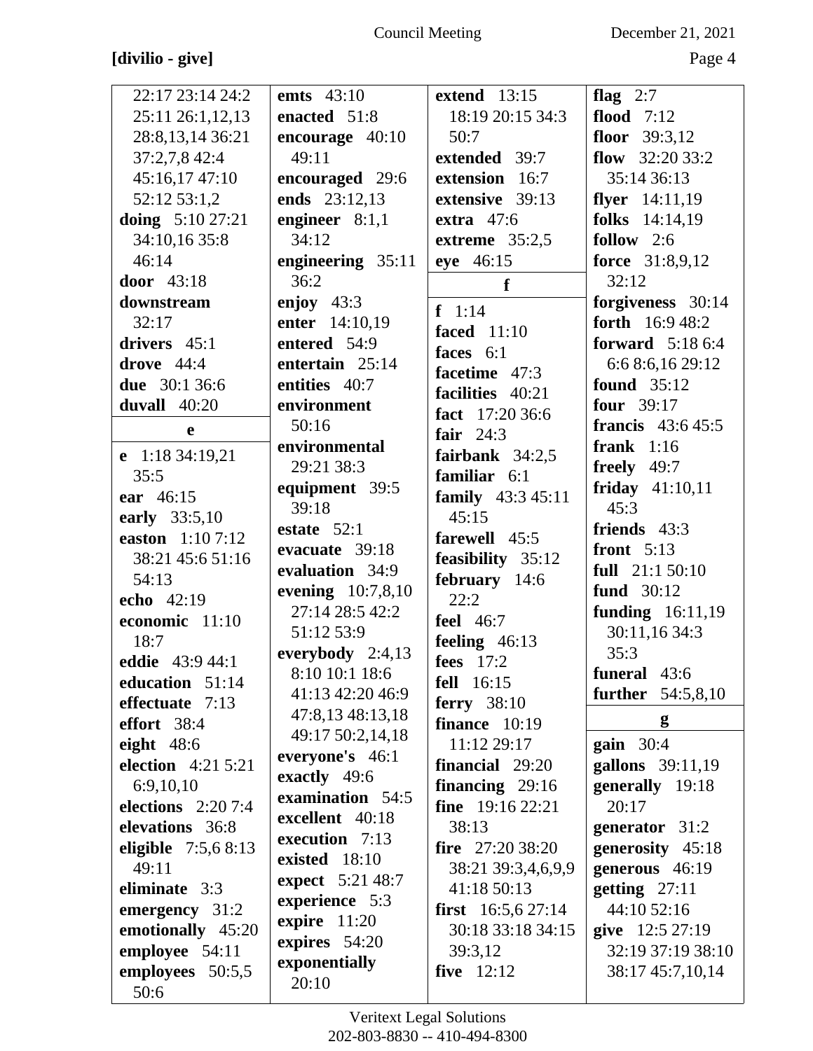**[divilio - give]**

22:17 23:14 24:2 25:11 26:1,12,13 28:8,13,14 36:21 37:2,7,8 42:4 45:16,17 47:10 52:12 53:1,2
**doing** 5:10 27:21 34:10,16 35:8 46:14
**door** 43:18
**downstream** 32:17
**drivers** 45:1
**drove** 44:4
**due** 30:1 36:6
**duvall** 40:20

**e**

**e** 1:18 34:19,21 35:5
**ear** 46:15
**early** 33:5,10
**easton** 1:10 7:12 38:21 45:6 51:16 54:13
**echo** 42:19
**economic** 11:10 18:7
**eddie** 43:9 44:1
**education** 51:14
**effectuate** 7:13
**effort** 38:4
**eight** 48:6
**election** 4:21 5:21 6:9,10,10
**elections** 2:20 7:4
**elevations** 36:8
**eligible** 7:5,6 8:13 49:11
**eliminate** 3:3
**emergency** 31:2
**emotionally** 45:20
**employee** 54:11
**employees** 50:5,5 50:6
**emts** 43:10
**enacted** 51:8
**encourage** 40:10 49:11
**encouraged** 29:6
**ends** 23:12,13
**engineer** 8:1,1 34:12
**engineering** 35:11 36:2
**enjoy** 43:3
**enter** 14:10,19
**entered** 54:9
**entertain** 25:14
**entities** 40:7
**environment** 50:16
**environmental** 29:21 38:3
**equipment** 39:5 39:18
**estate** 52:1
**evacuate** 39:18
**evaluation** 34:9
**evening** 10:7,8,10 27:14 28:5 42:2 51:12 53:9
**everybody** 2:4,13 8:10 10:1 18:6 41:13 42:20 46:9 47:8,13 48:13,18 49:17 50:2,14,18
**everyone's** 46:1
**exactly** 49:6
**examination** 54:5
**excellent** 40:18
**execution** 7:13
**existed** 18:10
**expect** 5:21 48:7
**experience** 5:3
**expire** 11:20
**expires** 54:20
**exponentially** 20:10
**extend** 13:15 18:19 20:15 34:3 50:7
**extended** 39:7
**extension** 16:7
**extensive** 39:13
**extra** 47:6
**extreme** 35:2,5
**eye** 46:15

**f**

**f** 1:14
**faced** 11:10
**faces** 6:1
**facetime** 47:3
**facilities** 40:21
**fact** 17:20 36:6
**fair** 24:3
**fairbank** 34:2,5
**familiar** 6:1
**family** 43:3 45:11 45:15
**farewell** 45:5
**feasibility** 35:12
**february** 14:6 22:2
**feel** 46:7
**feeling** 46:13
**fees** 17:2
**fell** 16:15
**ferry** 38:10
**finance** 10:19 11:12 29:17
**financial** 29:20
**financing** 29:16
**fine** 19:16 22:21 38:13
**fire** 27:20 38:20 38:21 39:3,4,6,9,9 41:18 50:13
**first** 16:5,6 27:14 30:18 33:18 34:15 39:3,12
**five** 12:12
**flag** 2:7
**flood** 7:12
**floor** 39:3,12
**flow** 32:20 33:2 35:14 36:13
**flyer** 14:11,19
**folks** 14:14,19
**follow** 2:6
**force** 31:8,9,12 32:12
**forgiveness** 30:14
**forth** 16:9 48:2
**forward** 5:18 6:4 6:6 8:6,16 29:12
**found** 35:12
**four** 39:17
**francis** 43:6 45:5
**frank** 1:16
**freely** 49:7
**friday** 41:10,11 45:3
**friends** 43:3
**front** 5:13
**full** 21:1 50:10
**fund** 30:12
**funding** 16:11,19 30:11,16 34:3 35:3
**funeral** 43:6
**further** 54:5,8,10

**g**

**gain** 30:4
**gallons** 39:11,19
**generally** 19:18 20:17
**generator** 31:2
**generosity** 45:18
**generous** 46:19
**getting** 27:11 44:10 52:16
**give** 12:5 27:19 32:19 37:19 38:10 38:17 45:7,10,14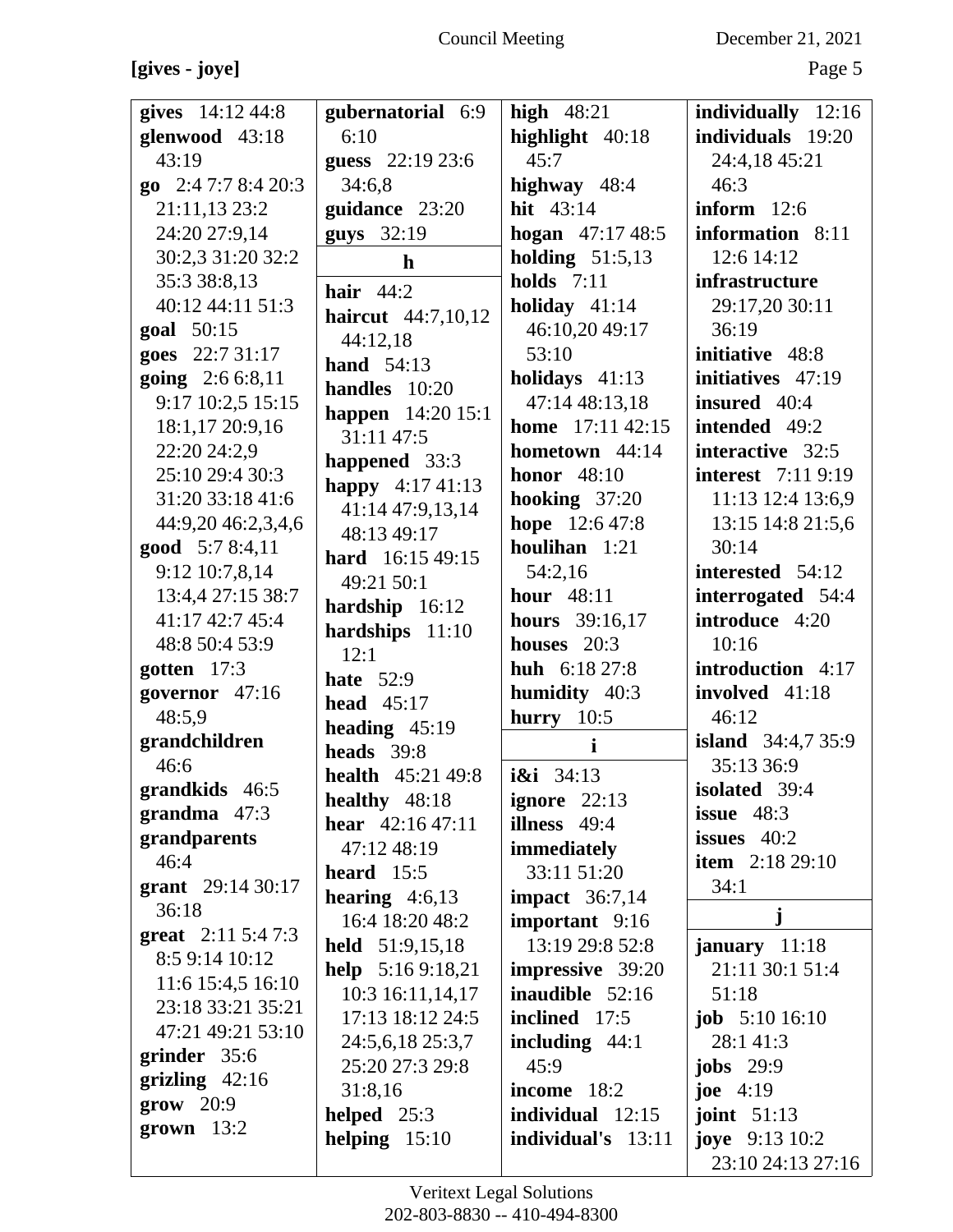**[gives - joye]**

**gives** 14:12 44:8
**glenwood** 43:18 43:19
**go** 2:4 7:7 8:4 20:3 21:11,13 23:2 24:20 27:9,14 30:2,3 31:20 32:2 35:3 38:8,13 40:12 44:11 51:3
**goal** 50:15
**goes** 22:7 31:17
**going** 2:6 6:8,11 9:17 10:2,5 15:15 18:1,17 20:9,16 22:20 24:2,9 25:10 29:4 30:3 31:20 33:18 41:6 44:9,20 46:2,3,4,6
**good** 5:7 8:4,11 9:12 10:7,8,14 13:4,4 27:15 38:7 41:17 42:7 45:4 48:8 50:4 53:9
**gotten** 17:3
**governor** 47:16 48:5,9
**grandchildren** 46:6
**grandkids** 46:5
**grandma** 47:3
**grandparents** 46:4
**grant** 29:14 30:17 36:18
**great** 2:11 5:4 7:3 8:5 9:14 10:12 11:6 15:4,5 16:10 23:18 33:21 35:21 47:21 49:21 53:10
**grinder** 35:6
**grizling** 42:16
**grow** 20:9
**grown** 13:2
**gubernatorial** 6:9 6:10
**guess** 22:19 23:6 34:6,8
**guidance** 23:20
**guys** 32:19

**h**

**hair** 44:2
**haircut** 44:7,10,12 44:12,18
**hand** 54:13
**handles** 10:20
**happen** 14:20 15:1 31:11 47:5
**happened** 33:3
**happy** 4:17 41:13 41:14 47:9,13,14 48:13 49:17
**hard** 16:15 49:15 49:21 50:1
**hardship** 16:12
**hardships** 11:10 12:1
**hate** 52:9
**head** 45:17
**heading** 45:19
**heads** 39:8
**health** 45:21 49:8
**healthy** 48:18
**hear** 42:16 47:11 47:12 48:19
**heard** 15:5
**hearing** 4:6,13 16:4 18:20 48:2
**held** 51:9,15,18
**help** 5:16 9:18,21 10:3 16:11,14,17 17:13 18:12 24:5 24:5,6,18 25:3,7 25:20 27:3 29:8 31:8,16
**helped** 25:3
**helping** 15:10
**high** 48:21
**highlight** 40:18 45:7
**highway** 48:4
**hit** 43:14
**hogan** 47:17 48:5
**holding** 51:5,13
**holds** 7:11
**holiday** 41:14 46:10,20 49:17 53:10
**holidays** 41:13 47:14 48:13,18
**home** 17:11 42:15
**hometown** 44:14
**honor** 48:10
**hooking** 37:20
**hope** 12:6 47:8
**houlihan** 1:21 54:2,16
**hour** 48:11
**hours** 39:16,17
**houses** 20:3
**huh** 6:18 27:8
**humidity** 40:3
**hurry** 10:5

**i**

**i&i** 34:13
**ignore** 22:13
**illness** 49:4
**immediately** 33:11 51:20
**impact** 36:7,14
**important** 9:16 13:19 29:8 52:8
**impressive** 39:20
**inaudible** 52:16
**inclined** 17:5
**including** 44:1 45:9
**income** 18:2
**individual** 12:15
**individual's** 13:11
**individually** 12:16
**individuals** 19:20 24:4,18 45:21 46:3
**inform** 12:6
**information** 8:11 12:6 14:12
**infrastructure** 29:17,20 30:11 36:19
**initiative** 48:8
**initiatives** 47:19
**insured** 40:4
**intended** 49:2
**interactive** 32:5
**interest** 7:11 9:19 11:13 12:4 13:6,9 13:15 14:8 21:5,6 30:14
**interested** 54:12
**interrogated** 54:4
**introduce** 4:20 10:16
**introduction** 4:17
**involved** 41:18 46:12
**island** 34:4,7 35:9 35:13 36:9
**isolated** 39:4
**issue** 48:3
**issues** 40:2
**item** 2:18 29:10 34:1

**j**

**january** 11:18 21:11 30:1 51:4 51:18
**job** 5:10 16:10 28:1 41:3
**jobs** 29:9
**joe** 4:19
**joint** 51:13
**joye** 9:13 10:2 23:10 24:13 27:16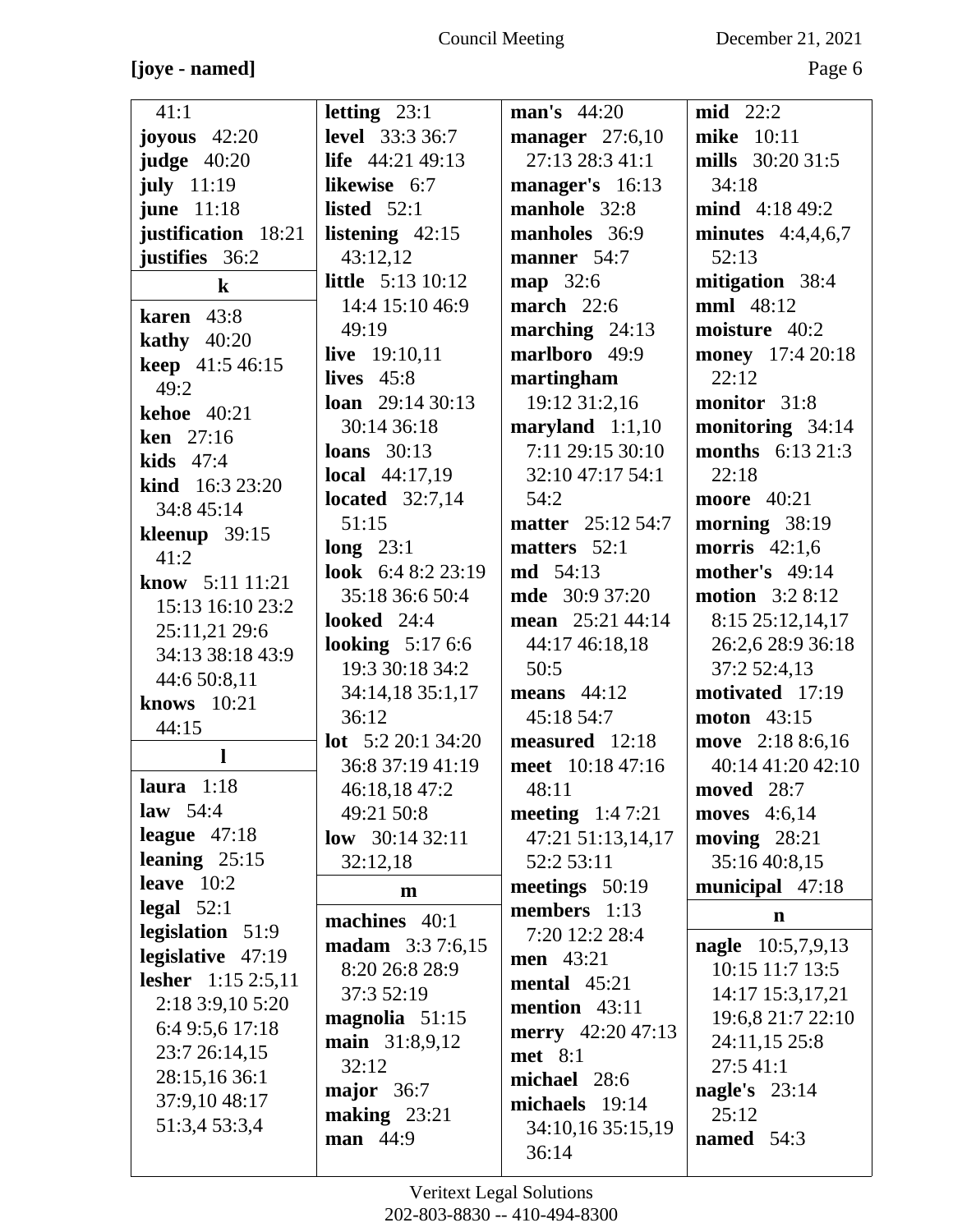**[joye - named]**

41:1
**joyous** 42:20
**judge** 40:20
**july** 11:19
**june** 11:18
**justification** 18:21
**justifies** 36:2

**k**

**karen** 43:8
**kathy** 40:20
**keep** 41:5 46:15 49:2
**kehoe** 40:21
**ken** 27:16
**kids** 47:4
**kind** 16:3 23:20 34:8 45:14
**kleenup** 39:15 41:2
**know** 5:11 11:21 15:13 16:10 23:2 25:11,21 29:6 34:13 38:18 43:9 44:6 50:8,11
**knows** 10:21 44:15

**l**

**laura** 1:18
**law** 54:4
**league** 47:18
**leaning** 25:15
**leave** 10:2
**legal** 52:1
**legislation** 51:9
**legislative** 47:19
**lesher** 1:15 2:5,11 2:18 3:9,10 5:20 6:4 9:5,6 17:18 23:7 26:14,15 28:15,16 36:1 37:9,10 48:17 51:3,4 53:3,4
**letting** 23:1
**level** 33:3 36:7
**life** 44:21 49:13
**likewise** 6:7
**listed** 52:1
**listening** 42:15 43:12,12
**little** 5:13 10:12 14:4 15:10 46:9 49:19
**live** 19:10,11
**lives** 45:8
**loan** 29:14 30:13 30:14 36:18
**loans** 30:13
**local** 44:17,19
**located** 32:7,14 51:15
**long** 23:1
**look** 6:4 8:2 23:19 35:18 36:6 50:4
**looked** 24:4
**looking** 5:17 6:6 19:3 30:18 34:2 34:14,18 35:1,17 36:12
**lot** 5:2 20:1 34:20 36:8 37:19 41:19 46:18,18 47:2 49:21 50:8
**low** 30:14 32:11 32:12,18

**m**

**machines** 40:1
**madam** 3:3 7:6,15 8:20 26:8 28:9 37:3 52:19
**magnolia** 51:15
**main** 31:8,9,12 32:12
**major** 36:7
**making** 23:21
**man** 44:9
**man's** 44:20
**manager** 27:6,10 27:13 28:3 41:1
**manager's** 16:13
**manhole** 32:8
**manholes** 36:9
**manner** 54:7
**map** 32:6
**march** 22:6
**marching** 24:13
**marlboro** 49:9
**martingham** 19:12 31:2,16
**maryland** 1:1,10 7:11 29:15 30:10 32:10 47:17 54:1 54:2
**matter** 25:12 54:7
**matters** 52:1
**md** 54:13
**mde** 30:9 37:20
**mean** 25:21 44:14 44:17 46:18,18 50:5
**means** 44:12 45:18 54:7
**measured** 12:18
**meet** 10:18 47:16 48:11
**meeting** 1:4 7:21 47:21 51:13,14,17 52:2 53:11
**meetings** 50:19
**members** 1:13 7:20 12:2 28:4
**men** 43:21
**mental** 45:21
**mention** 43:11
**merry** 42:20 47:13
**met** 8:1
**michael** 28:6
**michaels** 19:14 34:10,16 35:15,19 36:14
**mid** 22:2
**mike** 10:11
**mills** 30:20 31:5 34:18
**mind** 4:18 49:2
**minutes** 4:4,4,6,7 52:13
**mitigation** 38:4
**mml** 48:12
**moisture** 40:2
**money** 17:4 20:18 22:12
**monitor** 31:8
**monitoring** 34:14
**months** 6:13 21:3 22:18
**moore** 40:21
**morning** 38:19
**morris** 42:1,6
**mother's** 49:14
**motion** 3:2 8:12 8:15 25:12,14,17 26:2,6 28:9 36:18 37:2 52:4,13
**motivated** 17:19
**moton** 43:15
**move** 2:18 8:6,16 40:14 41:20 42:10
**moved** 28:7
**moves** 4:6,14
**moving** 28:21 35:16 40:8,15
**municipal** 47:18

**n**

**nagle** 10:5,7,9,13 10:15 11:7 13:5 14:17 15:3,17,21 19:6,8 21:7 22:10 24:11,15 25:8 27:5 41:1
**nagle's** 23:14 25:12
**named** 54:3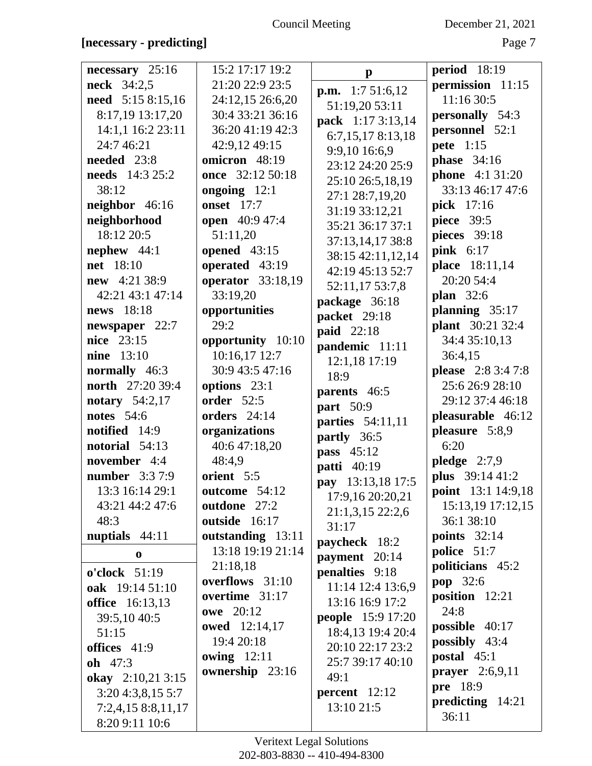**[necessary - predicting]**

**necessary** 25:16
**neck** 34:2,5
**need** 5:15 8:15,16 8:17,19 13:17,20 14:1,1 16:2 23:11 24:7 46:21
**needed** 23:8
**needs** 14:3 25:2 38:12
**neighbor** 46:16
**neighborhood** 18:12 20:5
**nephew** 44:1
**net** 18:10
**new** 4:21 38:9 42:21 43:1 47:14
**news** 18:18
**newspaper** 22:7
**nice** 23:15
**nine** 13:10
**normally** 46:3
**north** 27:20 39:4
**notary** 54:2,17
**notes** 54:6
**notified** 14:9
**notorial** 54:13
**november** 4:4
**number** 3:3 7:9 13:3 16:14 29:1 43:21 44:2 47:6 48:3
**nuptials** 44:11

**o**

**o'clock** 51:19
**oak** 19:14 51:10
**office** 16:13,13 39:5,10 40:5 51:15
**offices** 41:9
**oh** 47:3
**okay** 2:10,21 3:15 3:20 4:3,8,15 5:7 7:2,4,15 8:8,11,17 8:20 9:11 10:6 15:2 17:17 19:2 21:20 22:9 23:5 24:12,15 26:6,20 30:4 33:21 36:16 36:20 41:19 42:3 42:9,12 49:15
**omicron** 48:19
**once** 32:12 50:18
**ongoing** 12:1
**onset** 17:7
**open** 40:9 47:4 51:11,20
**opened** 43:15
**operated** 43:19
**operator** 33:18,19 33:19,20
**opportunities** 29:2
**opportunity** 10:10 10:16,17 12:7 30:9 43:5 47:16
**options** 23:1
**order** 52:5
**orders** 24:14
**organizations** 40:6 47:18,20 48:4,9
**orient** 5:5
**outcome** 54:12
**outdone** 27:2
**outside** 16:17
**outstanding** 13:11 13:18 19:19 21:14 21:18,18
**overflows** 31:10
**overtime** 31:17
**owe** 20:12
**owed** 12:14,17 19:4 20:18
**owing** 12:11
**ownership** 23:16

**p**

**p.m.** 1:7 51:6,12 51:19,20 53:11
**pack** 1:17 3:13,14 6:7,15,17 8:13,18 9:9,10 16:6,9 23:12 24:20 25:9 25:10 26:5,18,19 27:1 28:7,19,20 31:19 33:12,21 35:21 36:17 37:1 37:13,14,17 38:8 38:15 42:11,12,14 42:19 45:13 52:7 52:11,17 53:7,8
**package** 36:18
**packet** 29:18
**paid** 22:18
**pandemic** 11:11 12:1,18 17:19 18:9
**parents** 46:5
**part** 50:9
**parties** 54:11,11
**partly** 36:5
**pass** 45:12
**patti** 40:19
**pay** 13:13,18 17:5 17:9,16 20:20,21 21:1,3,15 22:2,6 31:17
**paycheck** 18:2
**payment** 20:14
**penalties** 9:18 11:14 12:4 13:6,9 13:16 16:9 17:2
**people** 15:9 17:20 18:4,13 19:4 20:4 20:10 22:17 23:2 25:7 39:17 40:10 49:1
**percent** 12:12 13:10 21:5
**period** 18:19
**permission** 11:15 11:16 30:5
**personally** 54:3
**personnel** 52:1
**pete** 1:15
**phase** 34:16
**phone** 4:1 31:20 33:13 46:17 47:6
**pick** 17:16
**piece** 39:5
**pieces** 39:18
**pink** 6:17
**place** 18:11,14 20:20 54:4
**plan** 32:6
**planning** 35:17
**plant** 30:21 32:4 34:4 35:10,13 36:4,15
**please** 2:8 3:4 7:8 25:6 26:9 28:10 29:12 37:4 46:18
**pleasurable** 46:12
**pleasure** 5:8,9 6:20
**pledge** 2:7,9
**plus** 39:14 41:2
**point** 13:1 14:9,18 15:13,19 17:12,15 36:1 38:10
**points** 32:14
**police** 51:7
**politicians** 45:2
**pop** 32:6
**position** 12:21 24:8
**possible** 40:17
**possibly** 43:4
**postal** 45:1
**prayer** 2:6,9,11
**pre** 18:9
**predicting** 14:21 36:11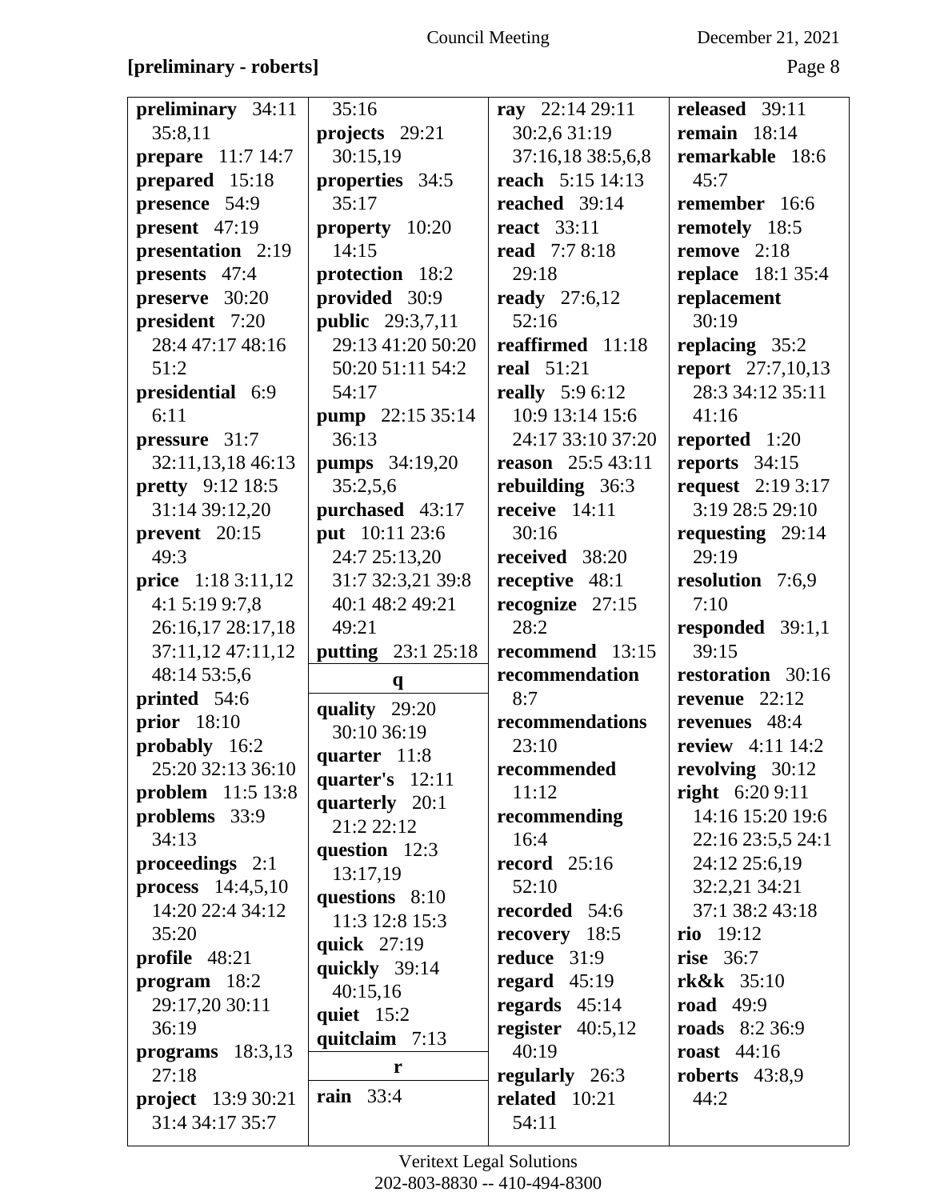**[preliminary - roberts]**

**preliminary** 34:11 35:8,11
**prepare** 11:7 14:7
**prepared** 15:18
**presence** 54:9
**present** 47:19
**presentation** 2:19
**presents** 47:4
**preserve** 30:20
**president** 7:20 28:4 47:17 48:16 51:2
**presidential** 6:9 6:11
**pressure** 31:7 32:11,13,18 46:13
**pretty** 9:12 18:5 31:14 39:12,20
**prevent** 20:15 49:3
**price** 1:18 3:11,12 4:1 5:19 9:7,8 26:16,17 28:17,18 37:11,12 47:11,12 48:14 53:5,6
**printed** 54:6
**prior** 18:10
**probably** 16:2 25:20 32:13 36:10
**problem** 11:5 13:8
**problems** 33:9 34:13
**proceedings** 2:1
**process** 14:4,5,10 14:20 22:4 34:12 35:20
**profile** 48:21
**program** 18:2 29:17,20 30:11 36:19
**programs** 18:3,13 27:18
**project** 13:9 30:21 31:4 34:17 35:7 35:16
**projects** 29:21 30:15,19
**properties** 34:5 35:17
**property** 10:20 14:15
**protection** 18:2
**provided** 30:9
**public** 29:3,7,11 29:13 41:20 50:20 50:20 51:11 54:2 54:17
**pump** 22:15 35:14 36:13
**pumps** 34:19,20 35:2,5,6
**purchased** 43:17
**put** 10:11 23:6 24:7 25:13,20 31:7 32:3,21 39:8 40:1 48:2 49:21 49:21
**putting** 23:1 25:18

**q**

**quality** 29:20 30:10 36:19
**quarter** 11:8
**quarter's** 12:11
**quarterly** 20:1 21:2 22:12
**question** 12:3 13:17,19
**questions** 8:10 11:3 12:8 15:3
**quick** 27:19
**quickly** 39:14 40:15,16
**quiet** 15:2
**quitclaim** 7:13

**r**

**rain** 33:4
**ray** 22:14 29:11 30:2,6 31:19 37:16,18 38:5,6,8
**reach** 5:15 14:13
**reached** 39:14
**react** 33:11
**read** 7:7 8:18 29:18
**ready** 27:6,12 52:16
**reaffirmed** 11:18
**real** 51:21
**really** 5:9 6:12 10:9 13:14 15:6 24:17 33:10 37:20
**reason** 25:5 43:11
**rebuilding** 36:3
**receive** 14:11 30:16
**received** 38:20
**receptive** 48:1
**recognize** 27:15 28:2
**recommend** 13:15
**recommendation** 8:7
**recommendations** 23:10
**recommended** 11:12
**recommending** 16:4
**record** 25:16 52:10
**recorded** 54:6
**recovery** 18:5
**reduce** 31:9
**regard** 45:19
**regards** 45:14
**register** 40:5,12 40:19
**regularly** 26:3
**related** 10:21 54:11
**released** 39:11
**remain** 18:14
**remarkable** 18:6 45:7
**remember** 16:6
**remotely** 18:5
**remove** 2:18
**replace** 18:1 35:4
**replacement** 30:19
**replacing** 35:2
**report** 27:7,10,13 28:3 34:12 35:11 41:16
**reported** 1:20
**reports** 34:15
**request** 2:19 3:17 3:19 28:5 29:10
**requesting** 29:14 29:19
**resolution** 7:6,9 7:10
**responded** 39:1,1 39:15
**restoration** 30:16
**revenue** 22:12
**revenues** 48:4
**review** 4:11 14:2
**revolving** 30:12
**right** 6:20 9:11 14:16 15:20 19:6 22:16 23:5,5 24:1 24:12 25:6,19 32:2,21 34:21 37:1 38:2 43:18
**rio** 19:12
**rise** 36:7
**rk&k** 35:10
**road** 49:9
**roads** 8:2 36:9
**roast** 44:16
**roberts** 43:8,9 44:2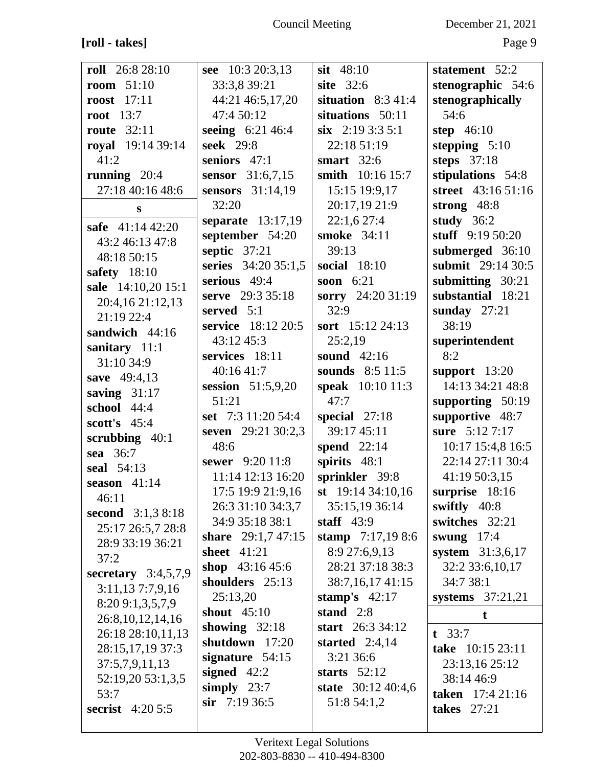**[roll - takes]**

**roll** 26:8 28:10
**room** 51:10
**roost** 17:11
**root** 13:7
**route** 32:11
**royal** 19:14 39:14 41:2
**running** 20:4 27:18 40:16 48:6

**s**

**safe** 41:14 42:20 43:2 46:13 47:8 48:18 50:15
**safety** 18:10
**sale** 14:10,20 15:1 20:4,16 21:12,13 21:19 22:4
**sandwich** 44:16
**sanitary** 11:1 31:10 34:9
**save** 49:4,13
**saving** 31:17
**school** 44:4
**scott's** 45:4
**scrubbing** 40:1
**sea** 36:7
**seal** 54:13
**season** 41:14 46:11
**second** 3:1,3 8:18 25:17 26:5,7 28:8 28:9 33:19 36:21 37:2
**secretary** 3:4,5,7,9 3:11,13 7:7,9,16 8:20 9:1,3,5,7,9 26:8,10,12,14,16 26:18 28:10,11,13 28:15,17,19 37:3 37:5,7,9,11,13 52:19,20 53:1,3,5 53:7
**secrist** 4:20 5:5
**see** 10:3 20:3,13 33:3,8 39:21 44:21 46:5,17,20 47:4 50:12
**seeing** 6:21 46:4
**seek** 29:8
**seniors** 47:1
**sensor** 31:6,7,15
**sensors** 31:14,19 32:20
**separate** 13:17,19
**september** 54:20
**septic** 37:21
**series** 34:20 35:1,5
**serious** 49:4
**serve** 29:3 35:18
**served** 5:1
**service** 18:12 20:5 43:12 45:3
**services** 18:11 40:16 41:7
**session** 51:5,9,20 51:21
**set** 7:3 11:20 54:4
**seven** 29:21 30:2,3 48:6
**sewer** 9:20 11:8 11:14 12:13 16:20 17:5 19:9 21:9,16 26:3 31:10 34:3,7 34:9 35:18 38:1
**share** 29:1,7 47:15
**sheet** 41:21
**shop** 43:16 45:6
**shoulders** 25:13 25:13,20
**shout** 45:10
**showing** 32:18
**shutdown** 17:20
**signature** 54:15
**signed** 42:2
**simply** 23:7
**sir** 7:19 36:5
**sit** 48:10
**site** 32:6
**situation** 8:3 41:4
**situations** 50:11
**six** 2:19 3:3 5:1 22:18 51:19
**smart** 32:6
**smith** 10:16 15:7 15:15 19:9,17 20:17,19 21:9 22:1,6 27:4
**smoke** 34:11 39:13
**social** 18:10
**soon** 6:21
**sorry** 24:20 31:19 32:9
**sort** 15:12 24:13 25:2,19
**sound** 42:16
**sounds** 8:5 11:5
**speak** 10:10 11:3 47:7
**special** 27:18 39:17 45:11
**spend** 22:14
**spirits** 48:1
**sprinkler** 39:8
**st** 19:14 34:10,16 35:15,19 36:14
**staff** 43:9
**stamp** 7:17,19 8:6 8:9 27:6,9,13 28:21 37:18 38:3 38:7,16,17 41:15
**stamp's** 42:17
**stand** 2:8
**start** 26:3 34:12
**started** 2:4,14 3:21 36:6
**starts** 52:12
**state** 30:12 40:4,6 51:8 54:1,2
**statement** 52:2
**stenographic** 54:6
**stenographically** 54:6
**step** 46:10
**stepping** 5:10
**steps** 37:18
**stipulations** 54:8
**street** 43:16 51:16
**strong** 48:8
**study** 36:2
**stuff** 9:19 50:20
**submerged** 36:10
**submit** 29:14 30:5
**submitting** 30:21
**substantial** 18:21
**sunday** 27:21 38:19
**superintendent** 8:2
**support** 13:20 14:13 34:21 48:8
**supporting** 50:19
**supportive** 48:7
**sure** 5:12 7:17 10:17 15:4,8 16:5 22:14 27:11 30:4 41:19 50:3,15
**surprise** 18:16
**swiftly** 40:8
**switches** 32:21
**swung** 17:4
**system** 31:3,6,17 32:2 33:6,10,17 34:7 38:1
**systems** 37:21,21

**t**

**t** 33:7
**take** 10:15 23:11 23:13,16 25:12 38:14 46:9
**taken** 17:4 21:16
**takes** 27:21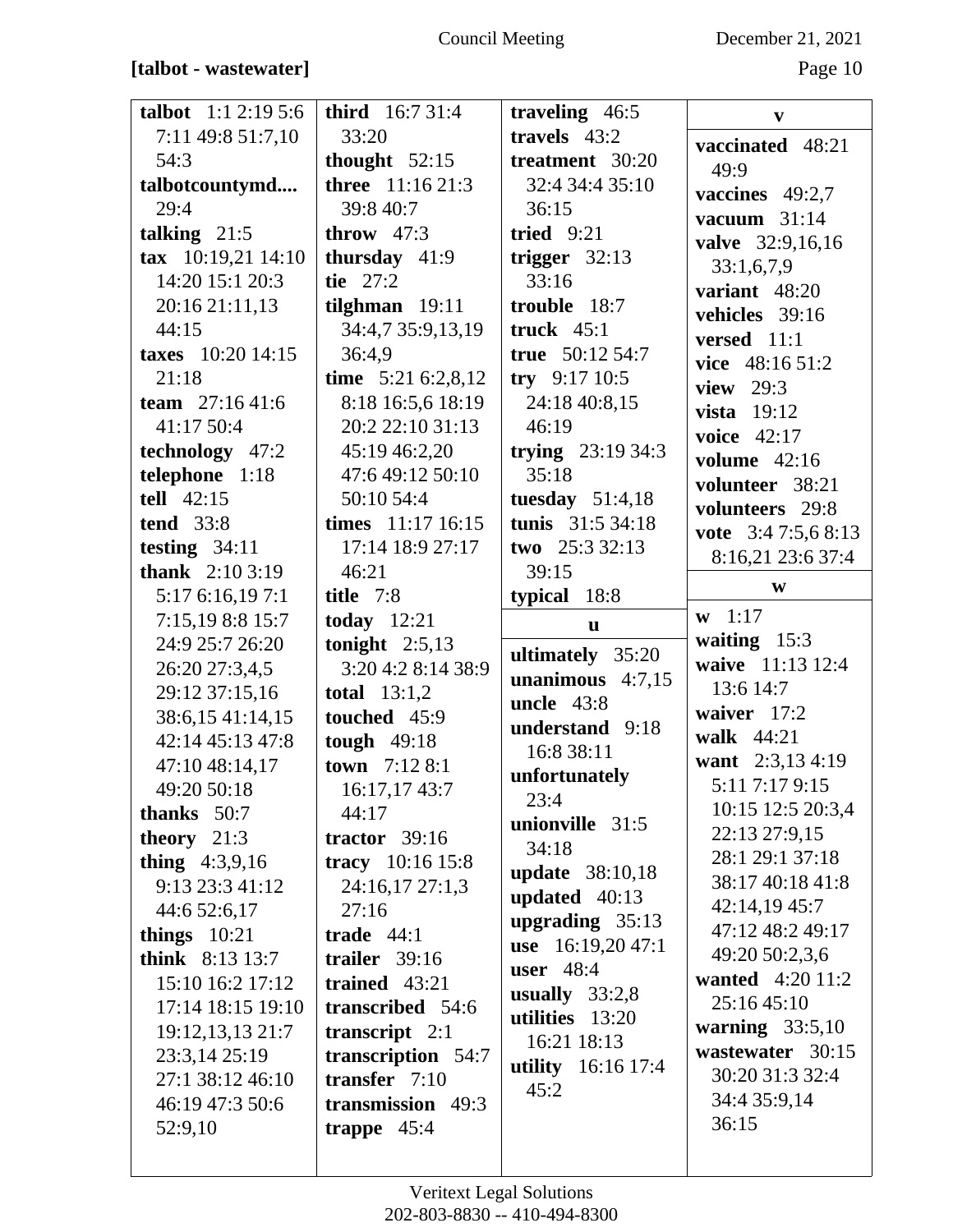**[talbot - wastewater]**

**talbot** 1:1 2:19 5:6 7:11 49:8 51:7,10 54:3
**talbotcountymd....** 29:4
**talking** 21:5
**tax** 10:19,21 14:10 14:20 15:1 20:3 20:16 21:11,13 44:15
**taxes** 10:20 14:15 21:18
**team** 27:16 41:6 41:17 50:4
**technology** 47:2
**telephone** 1:18
**tell** 42:15
**tend** 33:8
**testing** 34:11
**thank** 2:10 3:19 5:17 6:16,19 7:1 7:15,19 8:8 15:7 24:9 25:7 26:20 26:20 27:3,4,5 29:12 37:15,16 38:6,15 41:14,15 42:14 45:13 47:8 47:10 48:14,17 49:20 50:18
**thanks** 50:7
**theory** 21:3
**thing** 4:3,9,16 9:13 23:3 41:12 44:6 52:6,17
**things** 10:21
**think** 8:13 13:7 15:10 16:2 17:12 17:14 18:15 19:10 19:12,13,13 21:7 23:3,14 25:19 27:1 38:12 46:10 46:19 47:3 50:6 52:9,10
**third** 16:7 31:4 33:20
**thought** 52:15
**three** 11:16 21:3 39:8 40:7
**throw** 47:3
**thursday** 41:9
**tie** 27:2
**tilghman** 19:11 34:4,7 35:9,13,19 36:4,9
**time** 5:21 6:2,8,12 8:18 16:5,6 18:19 20:2 22:10 31:13 45:19 46:2,20 47:6 49:12 50:10 50:10 54:4
**times** 11:17 16:15 17:14 18:9 27:17 46:21
**title** 7:8
**today** 12:21
**tonight** 2:5,13 3:20 4:2 8:14 38:9
**total** 13:1,2
**touched** 45:9
**tough** 49:18
**town** 7:12 8:1 16:17,17 43:7 44:17
**tractor** 39:16
**tracy** 10:16 15:8 24:16,17 27:1,3 27:16
**trade** 44:1
**trailer** 39:16
**trained** 43:21
**transcribed** 54:6
**transcript** 2:1
**transcription** 54:7
**transfer** 7:10
**transmission** 49:3
**trappe** 45:4
**traveling** 46:5
**travels** 43:2
**treatment** 30:20 32:4 34:4 35:10 36:15
**tried** 9:21
**trigger** 32:13 33:16
**trouble** 18:7
**truck** 45:1
**true** 50:12 54:7
**try** 9:17 10:5 24:18 40:8,15 46:19
**trying** 23:19 34:3 35:18
**tuesday** 51:4,18
**tunis** 31:5 34:18
**two** 25:3 32:13 39:15
**typical** 18:8

**u**

**ultimately** 35:20
**unanimous** 4:7,15
**uncle** 43:8
**understand** 9:18 16:8 38:11
**unfortunately** 23:4
**unionville** 31:5 34:18
**update** 38:10,18
**updated** 40:13
**upgrading** 35:13
**use** 16:19,20 47:1
**user** 48:4
**usually** 33:2,8
**utilities** 13:20 16:21 18:13
**utility** 16:16 17:4 45:2

**v**

**vaccinated** 48:21 49:9
**vaccines** 49:2,7
**vacuum** 31:14
**valve** 32:9,16,16 33:1,6,7,9
**variant** 48:20
**vehicles** 39:16
**versed** 11:1
**vice** 48:16 51:2
**view** 29:3
**vista** 19:12
**voice** 42:17
**volume** 42:16
**volunteer** 38:21
**volunteers** 29:8
**vote** 3:4 7:5,6 8:13 8:16,21 23:6 37:4

**w**

**w** 1:17
**waiting** 15:3
**waive** 11:13 12:4 13:6 14:7
**waiver** 17:2
**walk** 44:21
**want** 2:3,13 4:19 5:11 7:17 9:15 10:15 12:5 20:3,4 22:13 27:9,15 28:1 29:1 37:18 38:17 40:18 41:8 42:14,19 45:7 47:12 48:2 49:17 49:20 50:2,3,6
**wanted** 4:20 11:2 25:16 45:10
**warning** 33:5,10
**wastewater** 30:15 30:20 31:3 32:4 34:4 35:9,14 36:15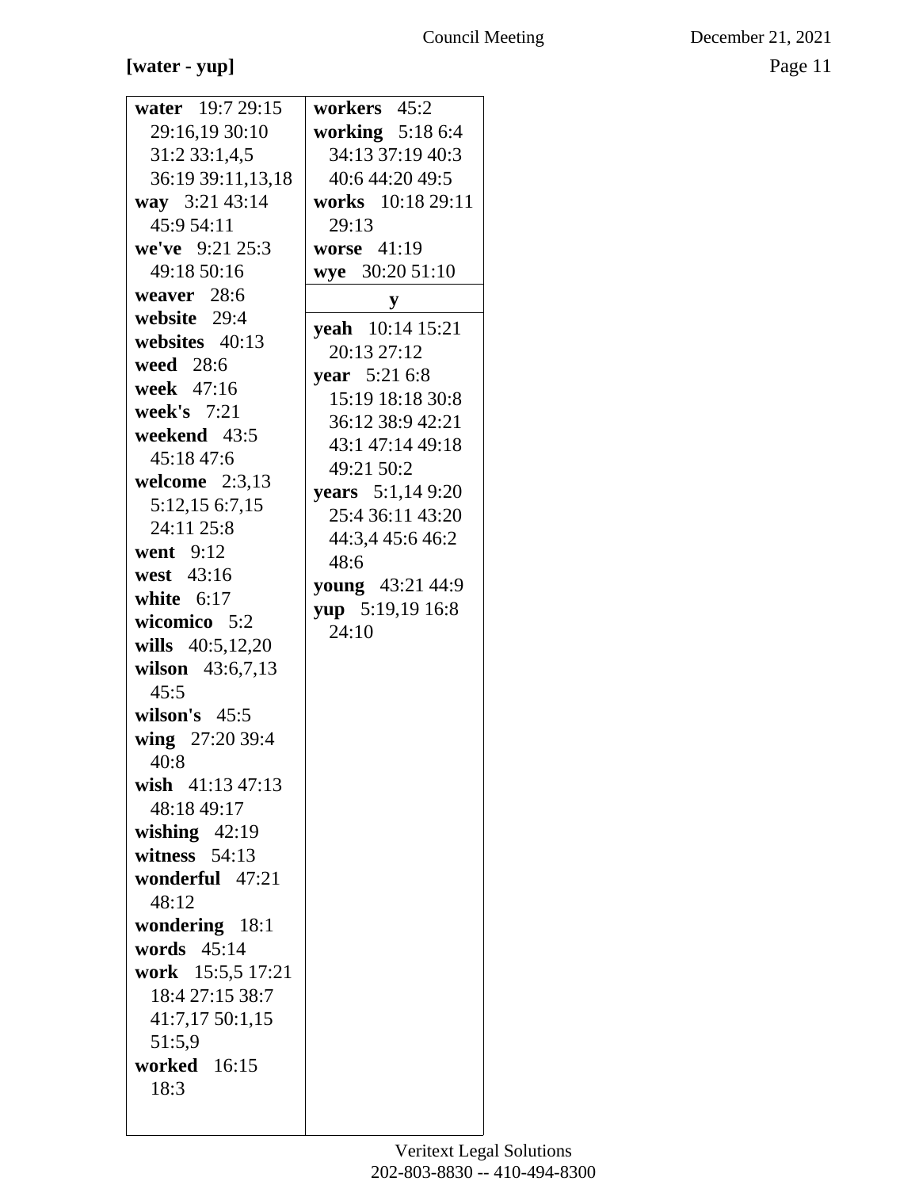[water - yup]

**water** 19:7 29:15 29:16,19 30:10 31:2 33:1,4,5 36:19 39:11,13,18
**way** 3:21 43:14 45:9 54:11
**we've** 9:21 25:3 49:18 50:16
**weaver** 28:6
**website** 29:4
**websites** 40:13
**weed** 28:6
**week** 47:16
**week's** 7:21
**weekend** 43:5 45:18 47:6
**welcome** 2:3,13 5:12,15 6:7,15 24:11 25:8
**went** 9:12
**west** 43:16
**white** 6:17
**wicomico** 5:2
**wills** 40:5,12,20
**wilson** 43:6,7,13 45:5
**wilson's** 45:5
**wing** 27:20 39:4 40:8
**wish** 41:13 47:13 48:18 49:17
**wishing** 42:19
**witness** 54:13
**wonderful** 47:21 48:12
**wondering** 18:1
**words** 45:14
**work** 15:5,5 17:21 18:4 27:15 38:7 41:7,17 50:1,15 51:5,9
**worked** 16:15 18:3
**workers** 45:2
**working** 5:18 6:4 34:13 37:19 40:3 40:6 44:20 49:5
**works** 10:18 29:11 29:13
**worse** 41:19
**wye** 30:20 51:10

**y**

**yeah** 10:14 15:21 20:13 27:12
**year** 5:21 6:8 15:19 18:18 30:8 36:12 38:9 42:21 43:1 47:14 49:18 49:21 50:2
**years** 5:1,14 9:20 25:4 36:11 43:20 44:3,4 45:6 46:2 48:6
**young** 43:21 44:9
**yup** 5:19,19 16:8 24:10